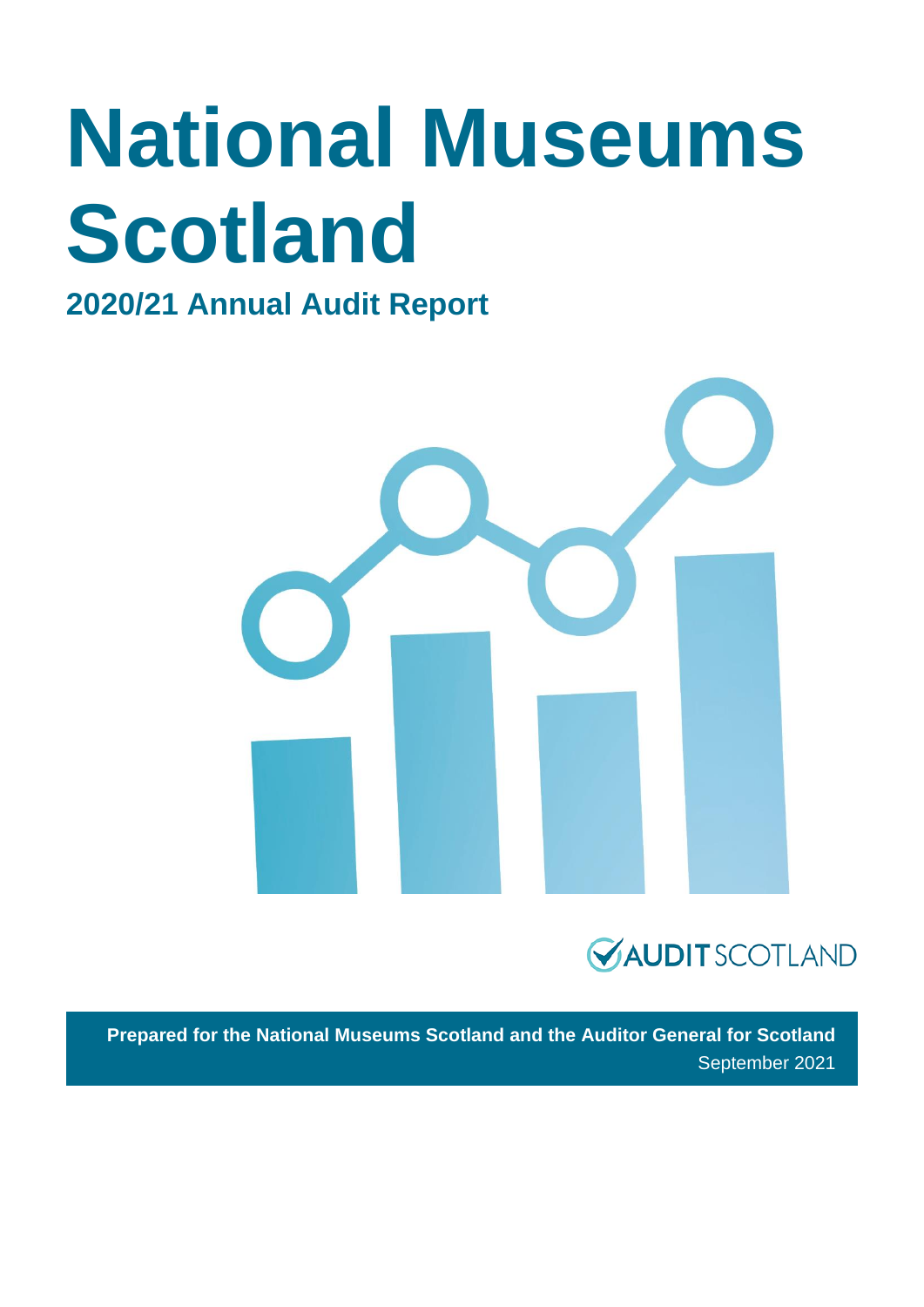# National Museums Scotland

## 2020/21 Annual Audit Report

AUDIT SCOTLAND

**Prepared for the National Museums Scotland and the Auditor General for Scotland**

September 2021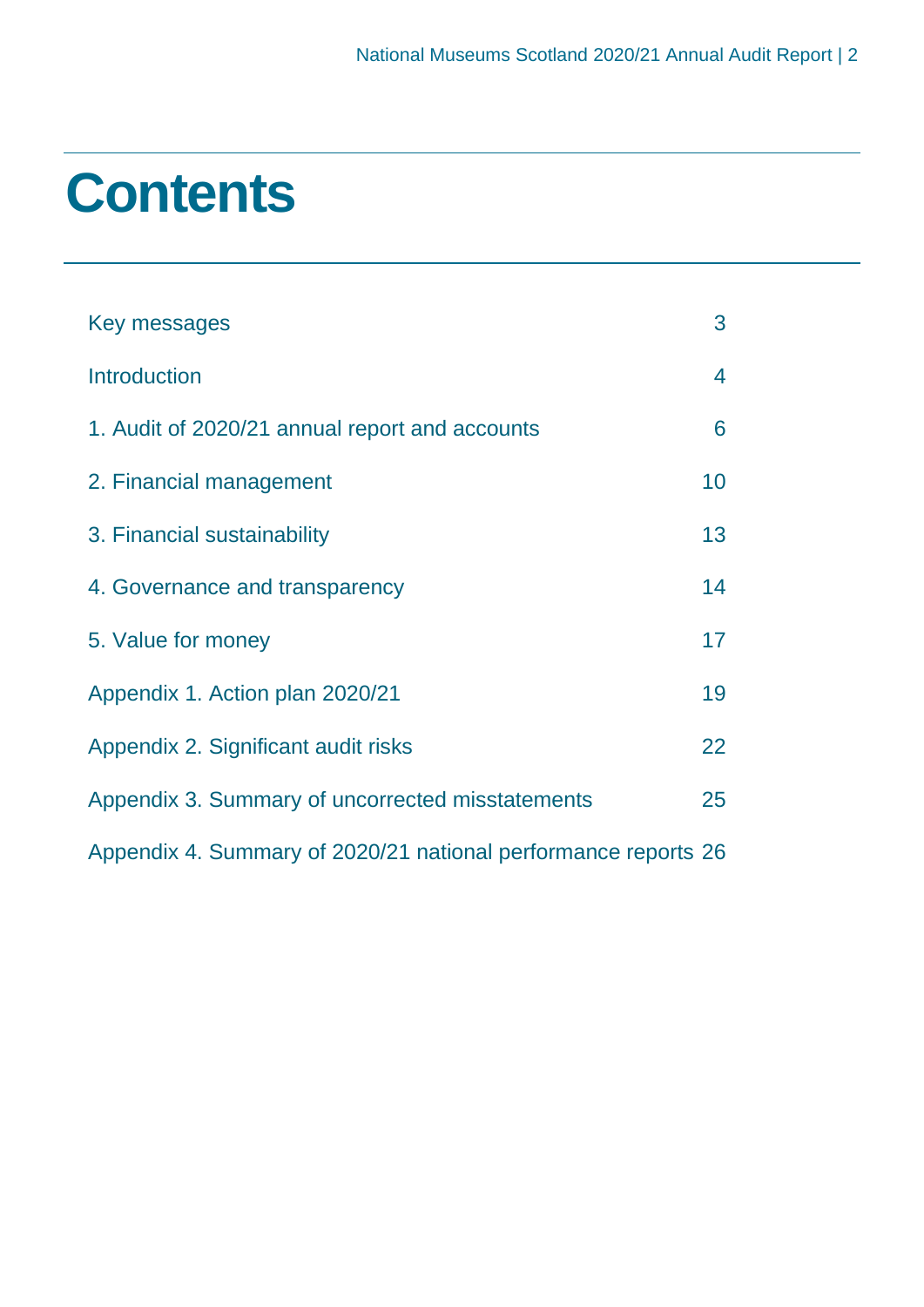# Contents

| | |
|---|---|
| Key messages | 3 |
| Introduction | 4 |
| 1. Audit of 2020/21 annual report and accounts | 6 |
| 2. Financial management | 10 |
| 3. Financial sustainability | 13 |
| 4. Governance and transparency | 14 |
| 5. Value for money | 17 |
| Appendix 1. Action plan 2020/21 | 19 |
| Appendix 2. Significant audit risks | 22 |
| Appendix 3. Summary of uncorrected misstatements | 25 |
| Appendix 4. Summary of 2020/21 national performance reports | 26 |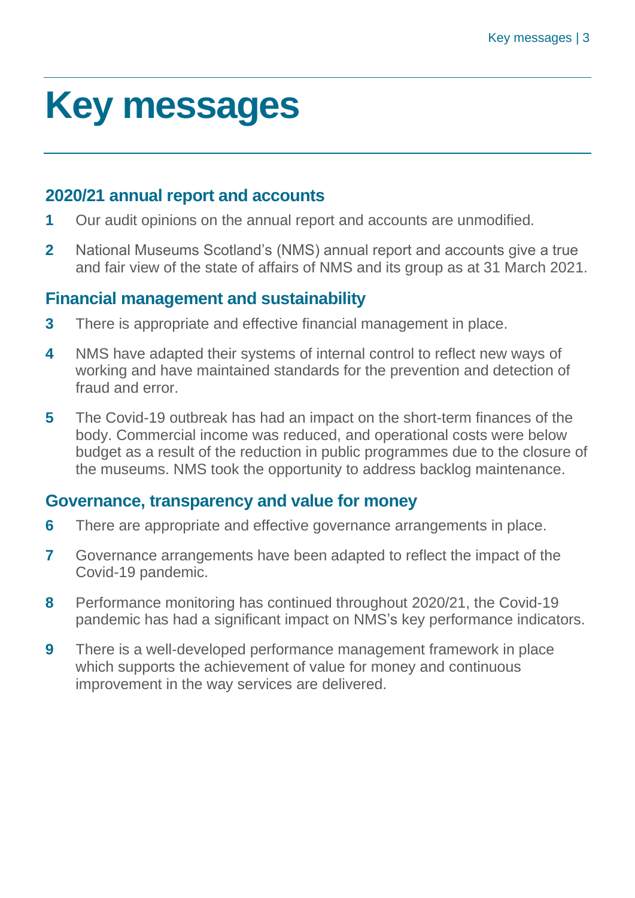# Key messages

## 2020/21 annual report and accounts

1. Our audit opinions on the annual report and accounts are unmodified.
2. National Museums Scotland's (NMS) annual report and accounts give a true and fair view of the state of affairs of NMS and its group as at 31 March 2021.

## Financial management and sustainability

3. There is appropriate and effective financial management in place.
4. NMS have adapted their systems of internal control to reflect new ways of working and have maintained standards for the prevention and detection of fraud and error.
5. The Covid-19 outbreak has had an impact on the short-term finances of the body. Commercial income was reduced, and operational costs were below budget as a result of the reduction in public programmes due to the closure of the museums. NMS took the opportunity to address backlog maintenance.

## Governance, transparency and value for money

6. There are appropriate and effective governance arrangements in place.
7. Governance arrangements have been adapted to reflect the impact of the Covid-19 pandemic.
8. Performance monitoring has continued throughout 2020/21, the Covid-19 pandemic has had a significant impact on NMS's key performance indicators.
9. There is a well-developed performance management framework in place which supports the achievement of value for money and continuous improvement in the way services are delivered.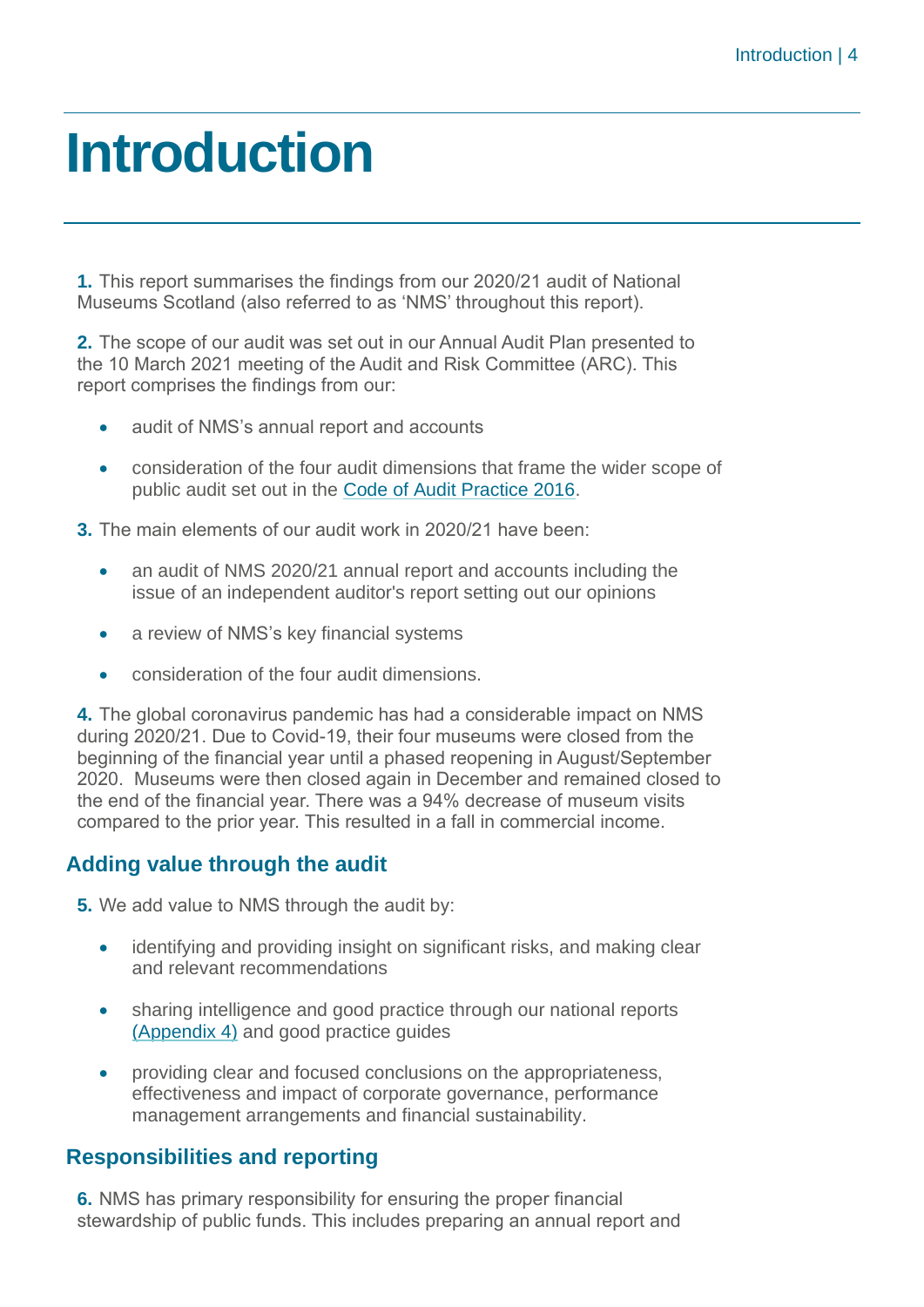# Introduction

**1.** This report summarises the findings from our 2020/21 audit of National Museums Scotland (also referred to as 'NMS' throughout this report).

**2.** The scope of our audit was set out in our Annual Audit Plan presented to the 10 March 2021 meeting of the Audit and Risk Committee (ARC). This report comprises the findings from our:

- audit of NMS's annual report and accounts
- consideration of the four audit dimensions that frame the wider scope of public audit set out in the Code of Audit Practice 2016.

**3.** The main elements of our audit work in 2020/21 have been:

- an audit of NMS 2020/21 annual report and accounts including the issue of an independent auditor's report setting out our opinions
- a review of NMS's key financial systems
- consideration of the four audit dimensions.

**4.** The global coronavirus pandemic has had a considerable impact on NMS during 2020/21. Due to Covid-19, their four museums were closed from the beginning of the financial year until a phased reopening in August/September 2020. Museums were then closed again in December and remained closed to the end of the financial year. There was a 94% decrease of museum visits compared to the prior year. This resulted in a fall in commercial income.

## Adding value through the audit

**5.** We add value to NMS through the audit by:

- identifying and providing insight on significant risks, and making clear and relevant recommendations
- sharing intelligence and good practice through our national reports (Appendix 4) and good practice guides
- providing clear and focused conclusions on the appropriateness, effectiveness and impact of corporate governance, performance management arrangements and financial sustainability.

## Responsibilities and reporting

**6.** NMS has primary responsibility for ensuring the proper financial stewardship of public funds. This includes preparing an annual report and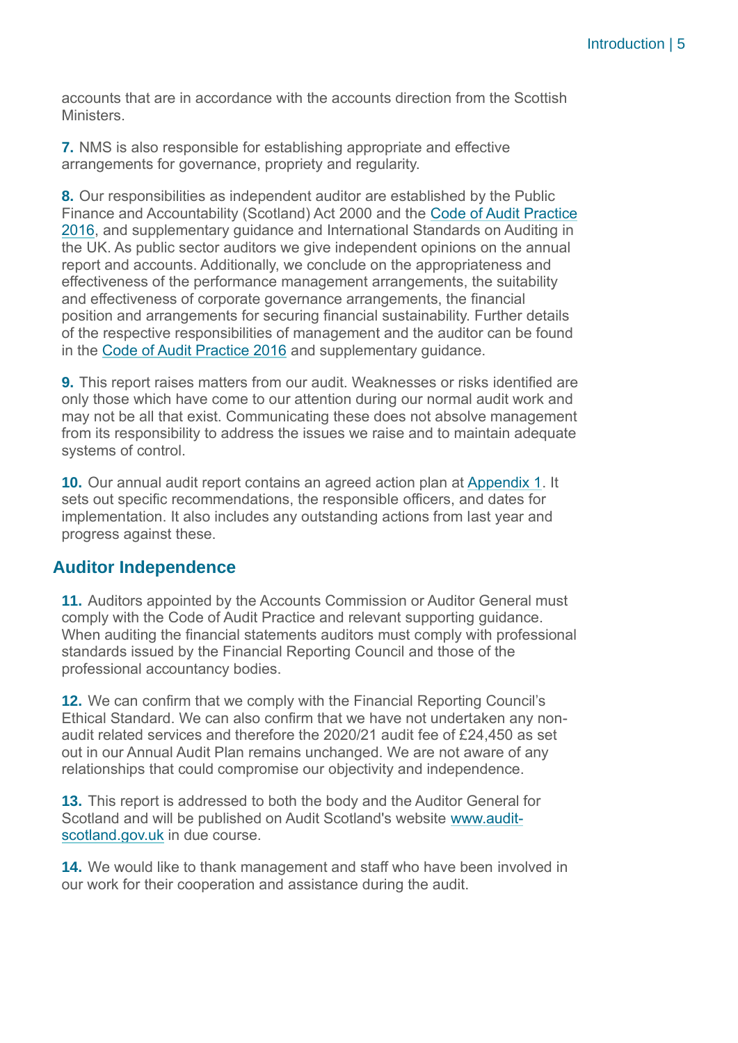accounts that are in accordance with the accounts direction from the Scottish Ministers.

**7.** NMS is also responsible for establishing appropriate and effective arrangements for governance, propriety and regularity.

**8.** Our responsibilities as independent auditor are established by the Public Finance and Accountability (Scotland) Act 2000 and the Code of Audit Practice 2016, and supplementary guidance and International Standards on Auditing in the UK. As public sector auditors we give independent opinions on the annual report and accounts. Additionally, we conclude on the appropriateness and effectiveness of the performance management arrangements, the suitability and effectiveness of corporate governance arrangements, the financial position and arrangements for securing financial sustainability. Further details of the respective responsibilities of management and the auditor can be found in the Code of Audit Practice 2016 and supplementary guidance.

**9.** This report raises matters from our audit. Weaknesses or risks identified are only those which have come to our attention during our normal audit work and may not be all that exist. Communicating these does not absolve management from its responsibility to address the issues we raise and to maintain adequate systems of control.

**10.** Our annual audit report contains an agreed action plan at Appendix 1. It sets out specific recommendations, the responsible officers, and dates for implementation. It also includes any outstanding actions from last year and progress against these.

## Auditor Independence

**11.** Auditors appointed by the Accounts Commission or Auditor General must comply with the Code of Audit Practice and relevant supporting guidance. When auditing the financial statements auditors must comply with professional standards issued by the Financial Reporting Council and those of the professional accountancy bodies.

**12.** We can confirm that we comply with the Financial Reporting Council's Ethical Standard. We can also confirm that we have not undertaken any non-audit related services and therefore the 2020/21 audit fee of £24,450 as set out in our Annual Audit Plan remains unchanged. We are not aware of any relationships that could compromise our objectivity and independence.

**13.** This report is addressed to both the body and the Auditor General for Scotland and will be published on Audit Scotland's website www.audit-scotland.gov.uk in due course.

**14.** We would like to thank management and staff who have been involved in our work for their cooperation and assistance during the audit.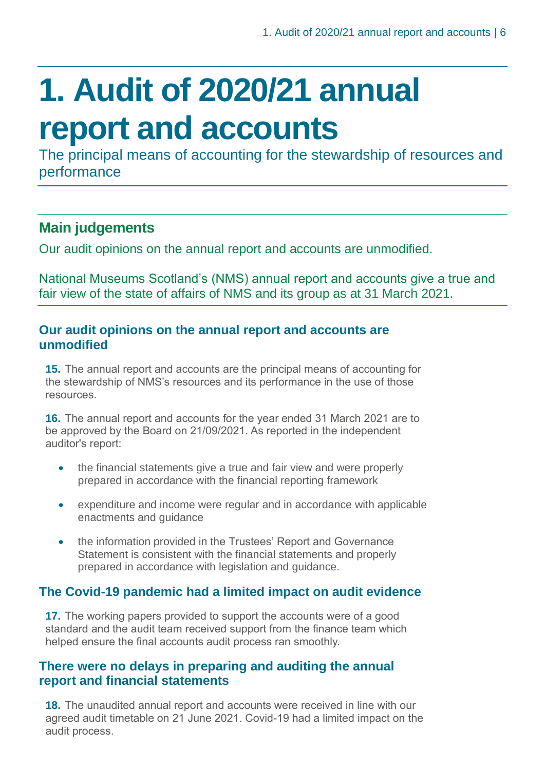# 1. Audit of 2020/21 annual report and accounts

The principal means of accounting for the stewardship of resources and performance

## Main judgements

Our audit opinions on the annual report and accounts are unmodified.

National Museums Scotland's (NMS) annual report and accounts give a true and fair view of the state of affairs of NMS and its group as at 31 March 2021.

### Our audit opinions on the annual report and accounts are unmodified

**15.** The annual report and accounts are the principal means of accounting for the stewardship of NMS's resources and its performance in the use of those resources.

**16.** The annual report and accounts for the year ended 31 March 2021 are to be approved by the Board on 21/09/2021. As reported in the independent auditor's report:

- the financial statements give a true and fair view and were properly prepared in accordance with the financial reporting framework
- expenditure and income were regular and in accordance with applicable enactments and guidance
- the information provided in the Trustees' Report and Governance Statement is consistent with the financial statements and properly prepared in accordance with legislation and guidance.

### The Covid-19 pandemic had a limited impact on audit evidence

**17.** The working papers provided to support the accounts were of a good standard and the audit team received support from the finance team which helped ensure the final accounts audit process ran smoothly.

### There were no delays in preparing and auditing the annual report and financial statements

**18.** The unaudited annual report and accounts were received in line with our agreed audit timetable on 21 June 2021. Covid-19 had a limited impact on the audit process.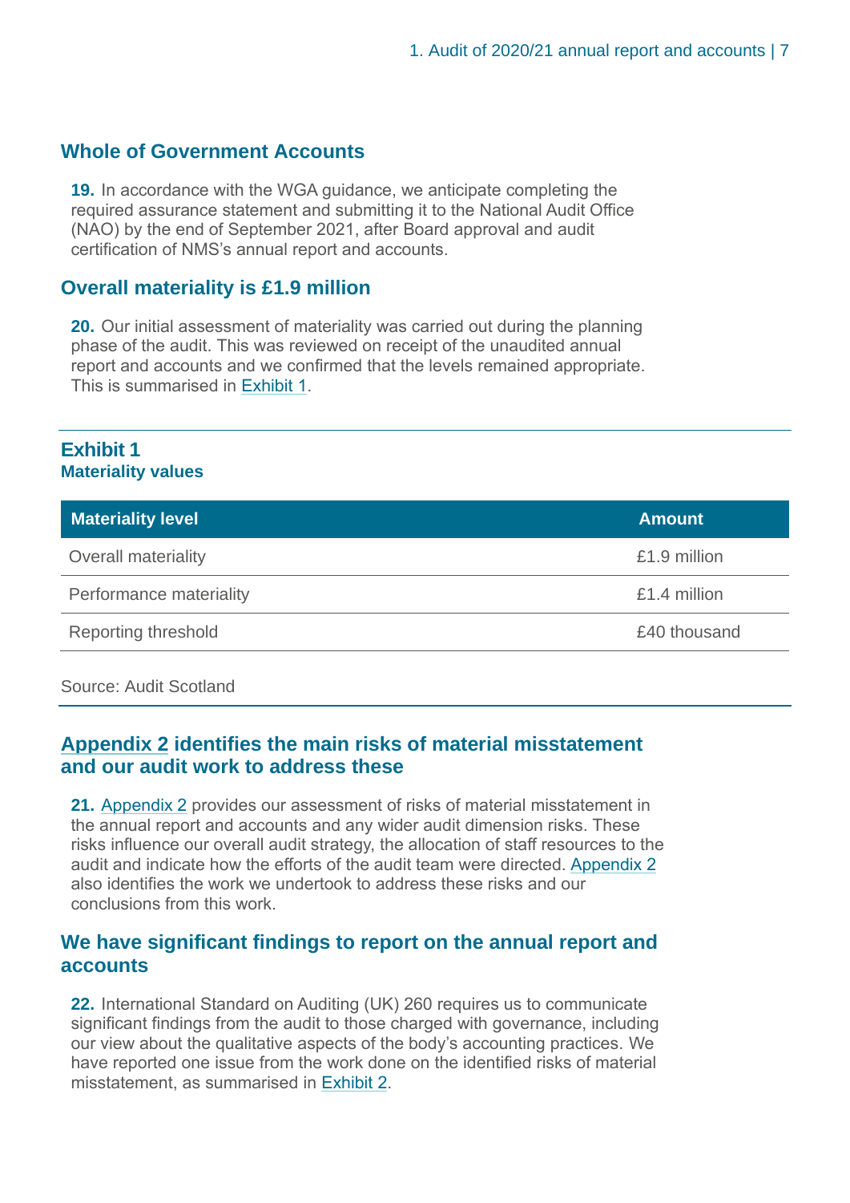## Whole of Government Accounts

**19.** In accordance with the WGA guidance, we anticipate completing the required assurance statement and submitting it to the National Audit Office (NAO) by the end of September 2021, after Board approval and audit certification of NMS's annual report and accounts.

## Overall materiality is £1.9 million

**20.** Our initial assessment of materiality was carried out during the planning phase of the audit. This was reviewed on receipt of the unaudited annual report and accounts and we confirmed that the levels remained appropriate. This is summarised in Exhibit 1.

**Exhibit 1**
**Materiality values**

| Materiality level | Amount |
|---|---|
| Overall materiality | £1.9 million |
| Performance materiality | £1.4 million |
| Reporting threshold | £40 thousand |

Source: Audit Scotland

## Appendix 2 identifies the main risks of material misstatement and our audit work to address these

**21.** Appendix 2 provides our assessment of risks of material misstatement in the annual report and accounts and any wider audit dimension risks. These risks influence our overall audit strategy, the allocation of staff resources to the audit and indicate how the efforts of the audit team were directed. Appendix 2 also identifies the work we undertook to address these risks and our conclusions from this work.

## We have significant findings to report on the annual report and accounts

**22.** International Standard on Auditing (UK) 260 requires us to communicate significant findings from the audit to those charged with governance, including our view about the qualitative aspects of the body's accounting practices. We have reported one issue from the work done on the identified risks of material misstatement, as summarised in Exhibit 2.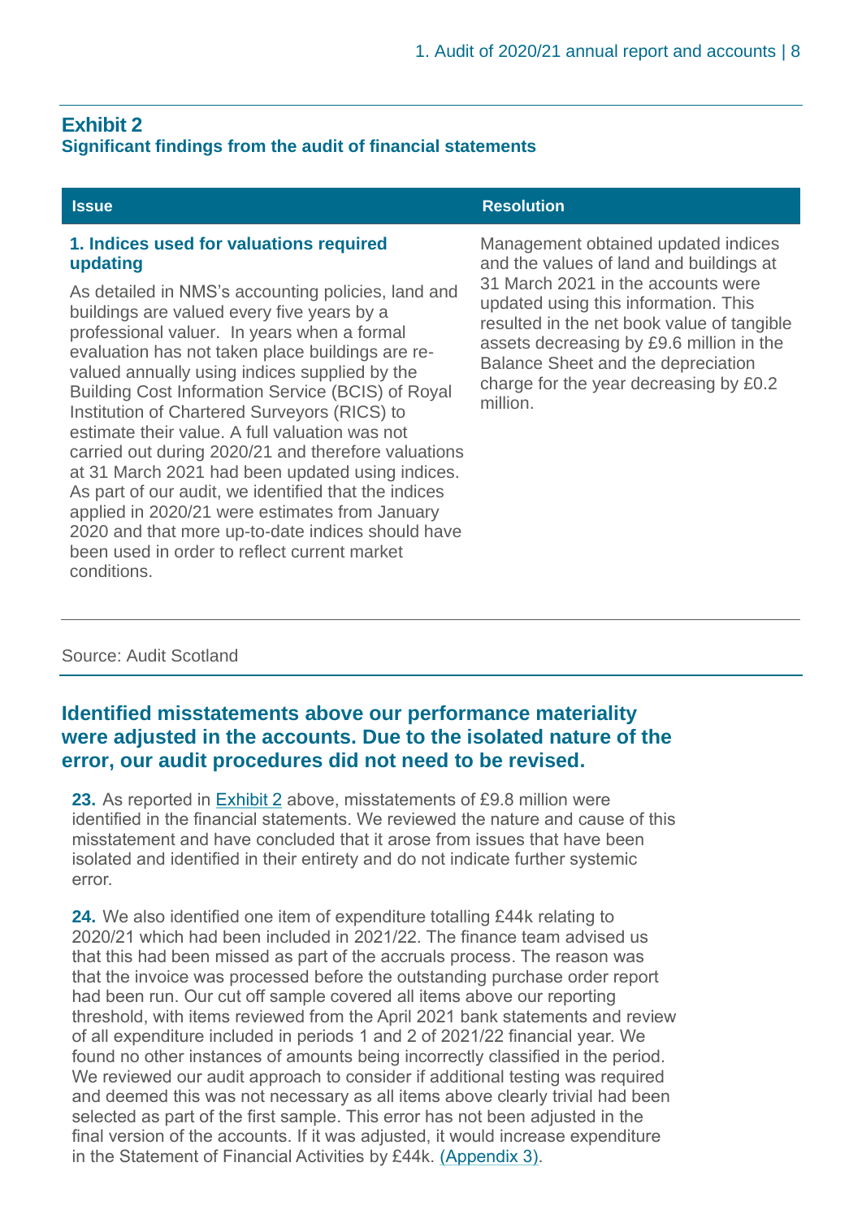**Exhibit 2**
**Significant findings from the audit of financial statements**

| Issue | Resolution |
|---|---|
| **1. Indices used for valuations required updating**<br><br>As detailed in NMS's accounting policies, land and buildings are valued every five years by a professional valuer. In years when a formal evaluation has not taken place buildings are re-valued annually using indices supplied by the Building Cost Information Service (BCIS) of Royal Institution of Chartered Surveyors (RICS) to estimate their value. A full valuation was not carried out during 2020/21 and therefore valuations at 31 March 2021 had been updated using indices. As part of our audit, we identified that the indices applied in 2020/21 were estimates from January 2020 and that more up-to-date indices should have been used in order to reflect current market conditions. | Management obtained updated indices and the values of land and buildings at 31 March 2021 in the accounts were updated using this information. This resulted in the net book value of tangible assets decreasing by £9.6 million in the Balance Sheet and the depreciation charge for the year decreasing by £0.2 million. |

Source: Audit Scotland

## Identified misstatements above our performance materiality were adjusted in the accounts. Due to the isolated nature of the error, our audit procedures did not need to be revised.

**23.** As reported in Exhibit 2 above, misstatements of £9.8 million were identified in the financial statements. We reviewed the nature and cause of this misstatement and have concluded that it arose from issues that have been isolated and identified in their entirety and do not indicate further systemic error.

**24.** We also identified one item of expenditure totalling £44k relating to 2020/21 which had been included in 2021/22. The finance team advised us that this had been missed as part of the accruals process. The reason was that the invoice was processed before the outstanding purchase order report had been run. Our cut off sample covered all items above our reporting threshold, with items reviewed from the April 2021 bank statements and review of all expenditure included in periods 1 and 2 of 2021/22 financial year. We found no other instances of amounts being incorrectly classified in the period. We reviewed our audit approach to consider if additional testing was required and deemed this was not necessary as all items above clearly trivial had been selected as part of the first sample. This error has not been adjusted in the final version of the accounts. If it was adjusted, it would increase expenditure in the Statement of Financial Activities by £44k. (Appendix 3).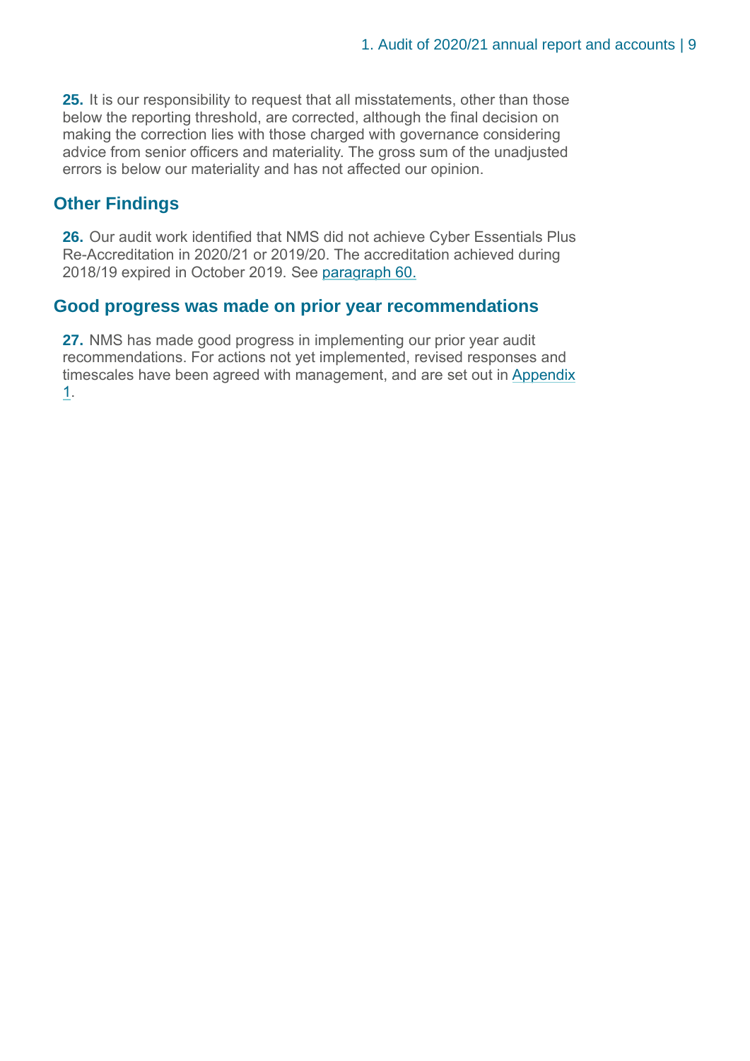**25.** It is our responsibility to request that all misstatements, other than those below the reporting threshold, are corrected, although the final decision on making the correction lies with those charged with governance considering advice from senior officers and materiality. The gross sum of the unadjusted errors is below our materiality and has not affected our opinion.

## Other Findings

**26.** Our audit work identified that NMS did not achieve Cyber Essentials Plus Re-Accreditation in 2020/21 or 2019/20. The accreditation achieved during 2018/19 expired in October 2019. See paragraph 60.

## Good progress was made on prior year recommendations

**27.** NMS has made good progress in implementing our prior year audit recommendations. For actions not yet implemented, revised responses and timescales have been agreed with management, and are set out in Appendix 1.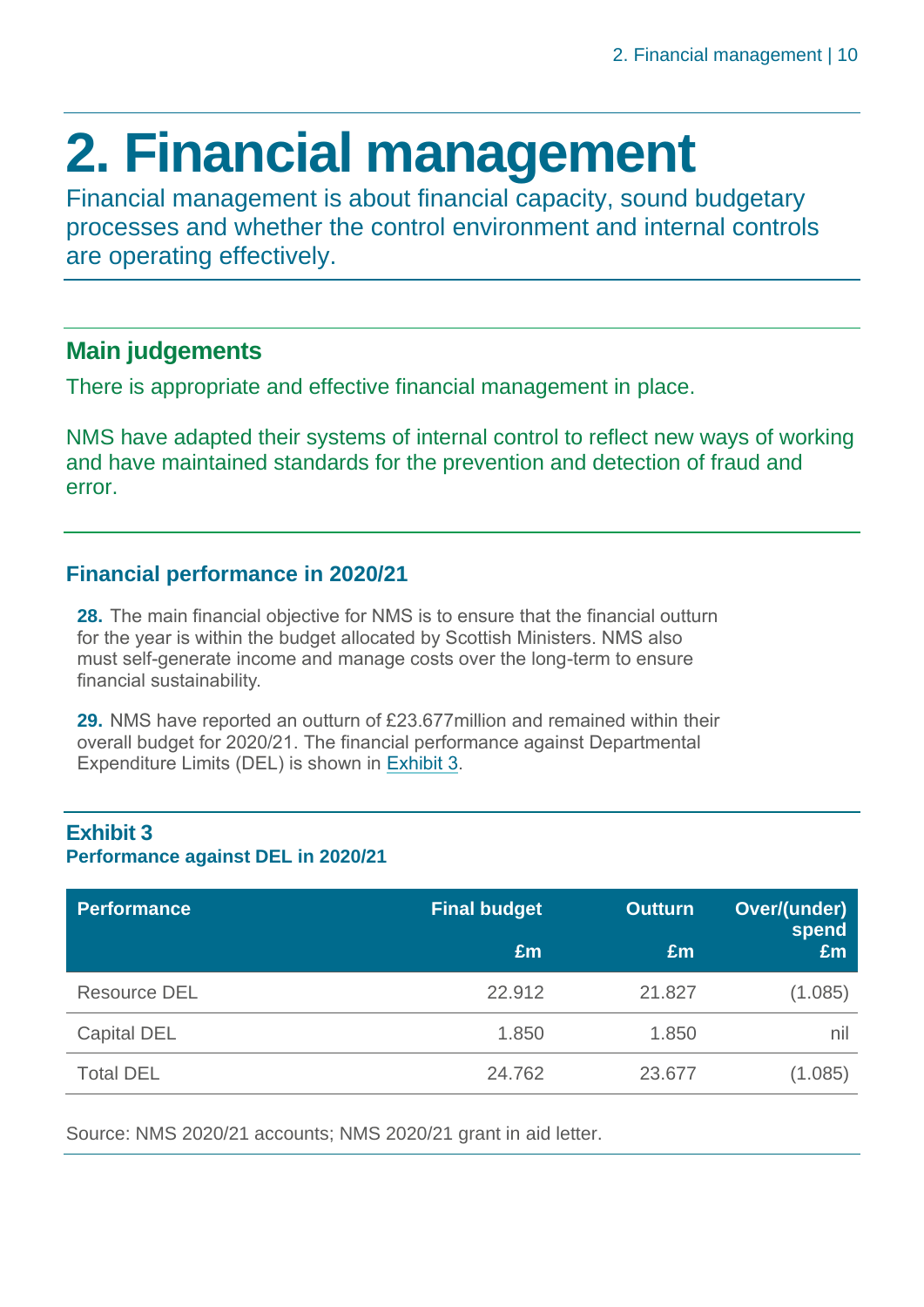# 2. Financial management

Financial management is about financial capacity, sound budgetary processes and whether the control environment and internal controls are operating effectively.

## Main judgements

There is appropriate and effective financial management in place.

NMS have adapted their systems of internal control to reflect new ways of working and have maintained standards for the prevention and detection of fraud and error.

## Financial performance in 2020/21

**28.** The main financial objective for NMS is to ensure that the financial outturn for the year is within the budget allocated by Scottish Ministers. NMS also must self-generate income and manage costs over the long-term to ensure financial sustainability.

**29.** NMS have reported an outturn of £23.677million and remained within their overall budget for 2020/21. The financial performance against Departmental Expenditure Limits (DEL) is shown in Exhibit 3.

**Exhibit 3**
**Performance against DEL in 2020/21**

| Performance | Final budget £m | Outturn £m | Over/(under) spend £m |
|---|---|---|---|
| Resource DEL | 22.912 | 21.827 | (1.085) |
| Capital DEL | 1.850 | 1.850 | nil |
| Total DEL | 24.762 | 23.677 | (1.085) |

Source: NMS 2020/21 accounts; NMS 2020/21 grant in aid letter.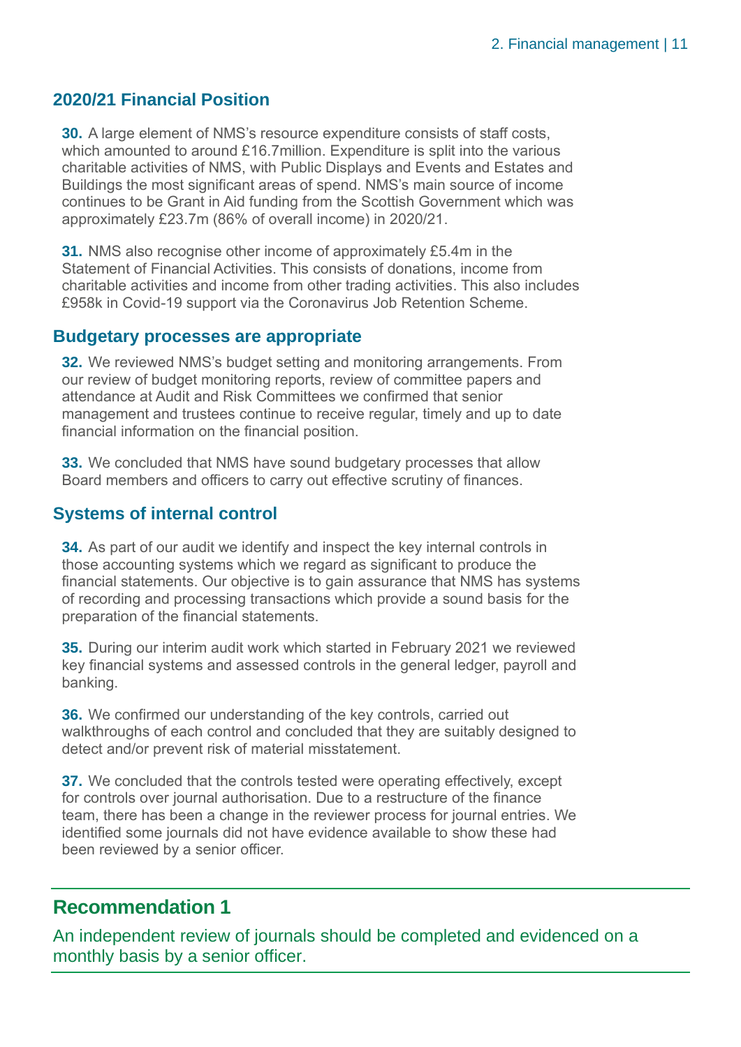## 2020/21 Financial Position

**30.** A large element of NMS's resource expenditure consists of staff costs, which amounted to around £16.7million. Expenditure is split into the various charitable activities of NMS, with Public Displays and Events and Estates and Buildings the most significant areas of spend. NMS's main source of income continues to be Grant in Aid funding from the Scottish Government which was approximately £23.7m (86% of overall income) in 2020/21.

**31.** NMS also recognise other income of approximately £5.4m in the Statement of Financial Activities. This consists of donations, income from charitable activities and income from other trading activities. This also includes £958k in Covid-19 support via the Coronavirus Job Retention Scheme.

## Budgetary processes are appropriate

**32.** We reviewed NMS's budget setting and monitoring arrangements. From our review of budget monitoring reports, review of committee papers and attendance at Audit and Risk Committees we confirmed that senior management and trustees continue to receive regular, timely and up to date financial information on the financial position.

**33.** We concluded that NMS have sound budgetary processes that allow Board members and officers to carry out effective scrutiny of finances.

## Systems of internal control

**34.** As part of our audit we identify and inspect the key internal controls in those accounting systems which we regard as significant to produce the financial statements. Our objective is to gain assurance that NMS has systems of recording and processing transactions which provide a sound basis for the preparation of the financial statements.

**35.** During our interim audit work which started in February 2021 we reviewed key financial systems and assessed controls in the general ledger, payroll and banking.

**36.** We confirmed our understanding of the key controls, carried out walkthroughs of each control and concluded that they are suitably designed to detect and/or prevent risk of material misstatement.

**37.** We concluded that the controls tested were operating effectively, except for controls over journal authorisation. Due to a restructure of the finance team, there has been a change in the reviewer process for journal entries. We identified some journals did not have evidence available to show these had been reviewed by a senior officer.

## Recommendation 1

An independent review of journals should be completed and evidenced on a monthly basis by a senior officer.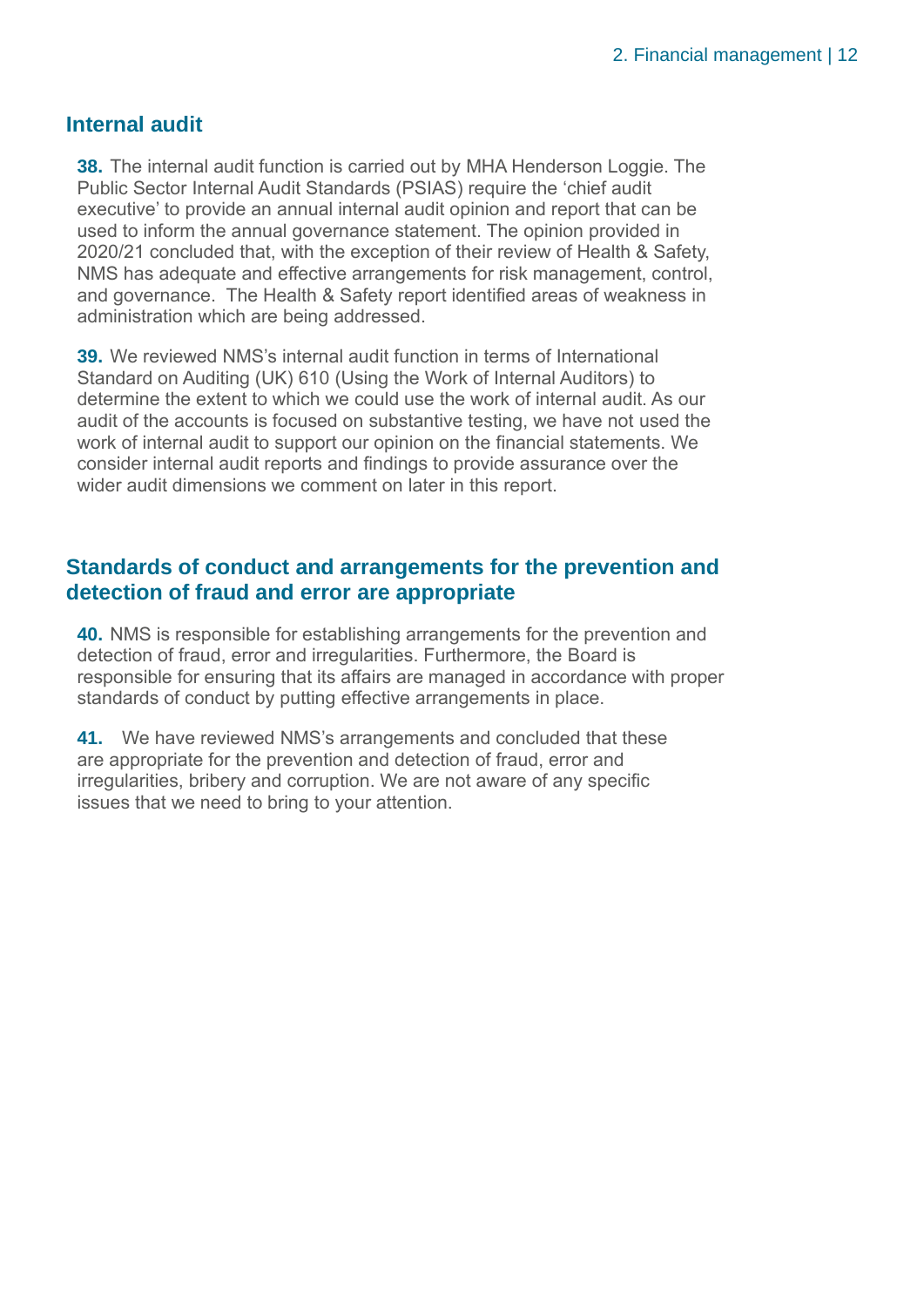## Internal audit

**38.** The internal audit function is carried out by MHA Henderson Loggie. The Public Sector Internal Audit Standards (PSIAS) require the 'chief audit executive' to provide an annual internal audit opinion and report that can be used to inform the annual governance statement. The opinion provided in 2020/21 concluded that, with the exception of their review of Health & Safety, NMS has adequate and effective arrangements for risk management, control, and governance. The Health & Safety report identified areas of weakness in administration which are being addressed.

**39.** We reviewed NMS's internal audit function in terms of International Standard on Auditing (UK) 610 (Using the Work of Internal Auditors) to determine the extent to which we could use the work of internal audit. As our audit of the accounts is focused on substantive testing, we have not used the work of internal audit to support our opinion on the financial statements. We consider internal audit reports and findings to provide assurance over the wider audit dimensions we comment on later in this report.

## Standards of conduct and arrangements for the prevention and detection of fraud and error are appropriate

**40.** NMS is responsible for establishing arrangements for the prevention and detection of fraud, error and irregularities. Furthermore, the Board is responsible for ensuring that its affairs are managed in accordance with proper standards of conduct by putting effective arrangements in place.

**41.** We have reviewed NMS's arrangements and concluded that these are appropriate for the prevention and detection of fraud, error and irregularities, bribery and corruption. We are not aware of any specific issues that we need to bring to your attention.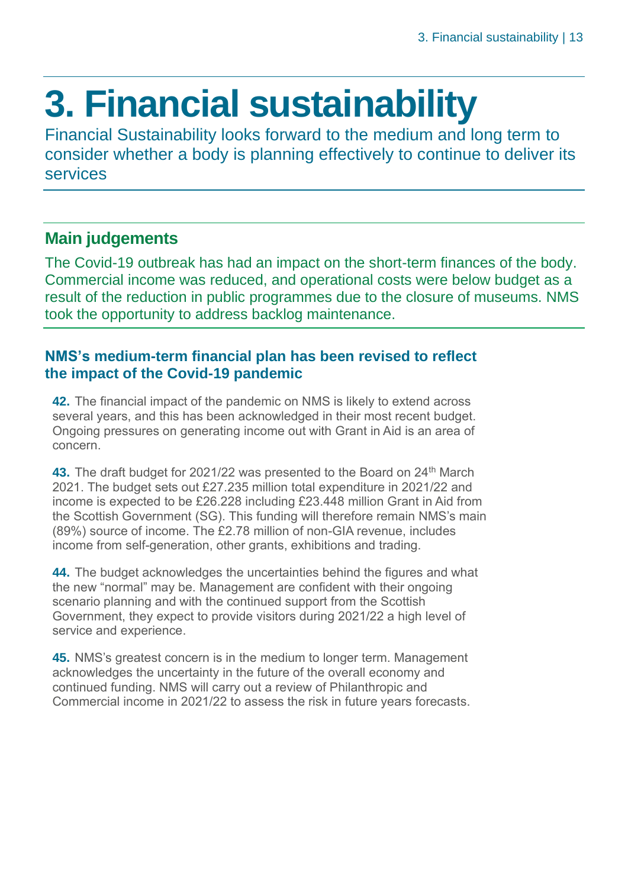# 3. Financial sustainability

Financial Sustainability looks forward to the medium and long term to consider whether a body is planning effectively to continue to deliver its services

## Main judgements

The Covid-19 outbreak has had an impact on the short-term finances of the body. Commercial income was reduced, and operational costs were below budget as a result of the reduction in public programmes due to the closure of museums. NMS took the opportunity to address backlog maintenance.

### NMS's medium-term financial plan has been revised to reflect the impact of the Covid-19 pandemic

**42.** The financial impact of the pandemic on NMS is likely to extend across several years, and this has been acknowledged in their most recent budget. Ongoing pressures on generating income out with Grant in Aid is an area of concern.

**43.** The draft budget for 2021/22 was presented to the Board on 24th March 2021. The budget sets out £27.235 million total expenditure in 2021/22 and income is expected to be £26.228 including £23.448 million Grant in Aid from the Scottish Government (SG). This funding will therefore remain NMS's main (89%) source of income. The £2.78 million of non-GIA revenue, includes income from self-generation, other grants, exhibitions and trading.

**44.** The budget acknowledges the uncertainties behind the figures and what the new "normal" may be. Management are confident with their ongoing scenario planning and with the continued support from the Scottish Government, they expect to provide visitors during 2021/22 a high level of service and experience.

**45.** NMS's greatest concern is in the medium to longer term. Management acknowledges the uncertainty in the future of the overall economy and continued funding. NMS will carry out a review of Philanthropic and Commercial income in 2021/22 to assess the risk in future years forecasts.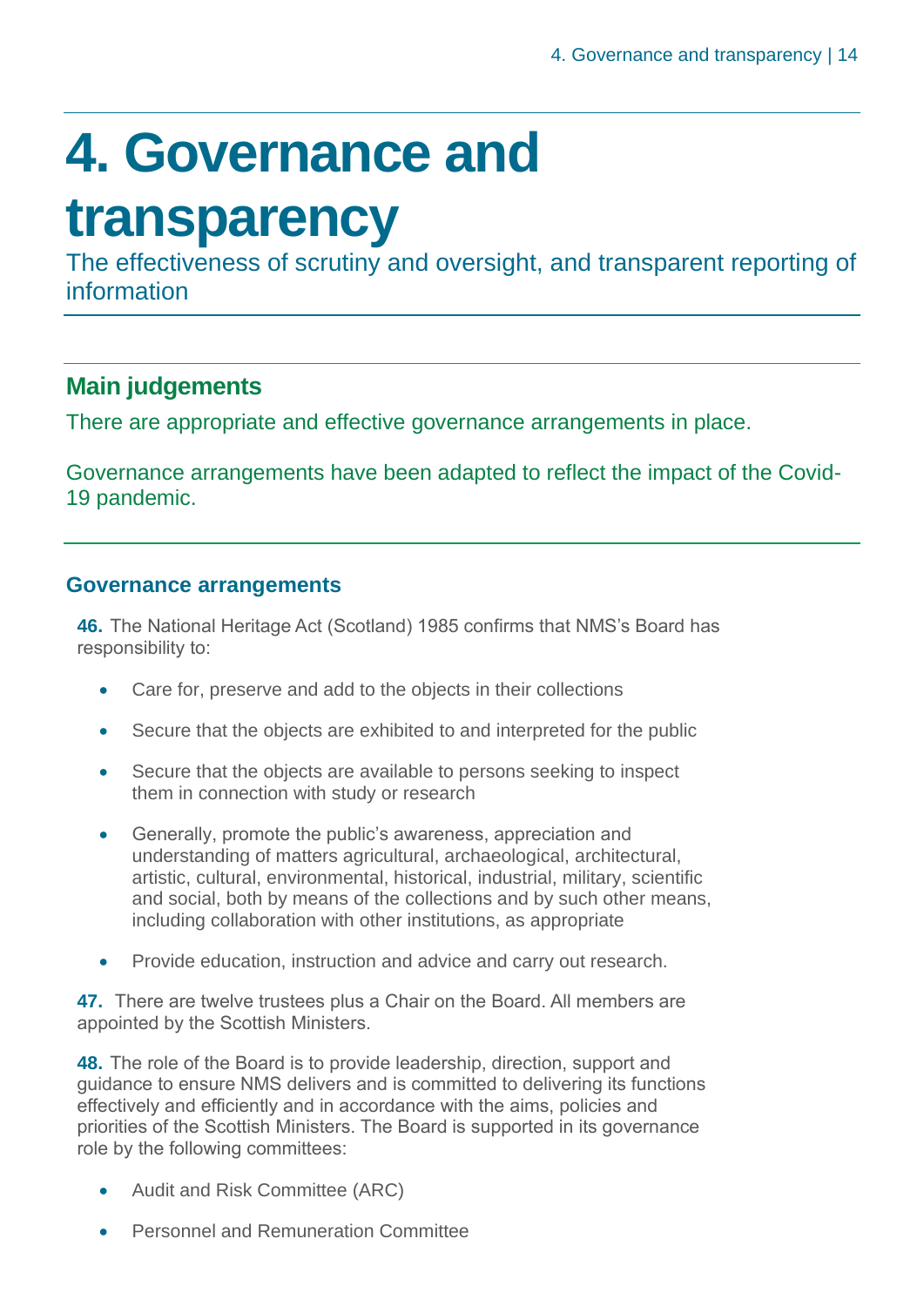# 4. Governance and transparency

The effectiveness of scrutiny and oversight, and transparent reporting of information

## Main judgements

There are appropriate and effective governance arrangements in place.

Governance arrangements have been adapted to reflect the impact of the Covid-19 pandemic.

### Governance arrangements

**46.** The National Heritage Act (Scotland) 1985 confirms that NMS's Board has responsibility to:

- Care for, preserve and add to the objects in their collections
- Secure that the objects are exhibited to and interpreted for the public
- Secure that the objects are available to persons seeking to inspect them in connection with study or research
- Generally, promote the public's awareness, appreciation and understanding of matters agricultural, archaeological, architectural, artistic, cultural, environmental, historical, industrial, military, scientific and social, both by means of the collections and by such other means, including collaboration with other institutions, as appropriate
- Provide education, instruction and advice and carry out research.

**47.** There are twelve trustees plus a Chair on the Board. All members are appointed by the Scottish Ministers.

**48.** The role of the Board is to provide leadership, direction, support and guidance to ensure NMS delivers and is committed to delivering its functions effectively and efficiently and in accordance with the aims, policies and priorities of the Scottish Ministers. The Board is supported in its governance role by the following committees:

- Audit and Risk Committee (ARC)
- Personnel and Remuneration Committee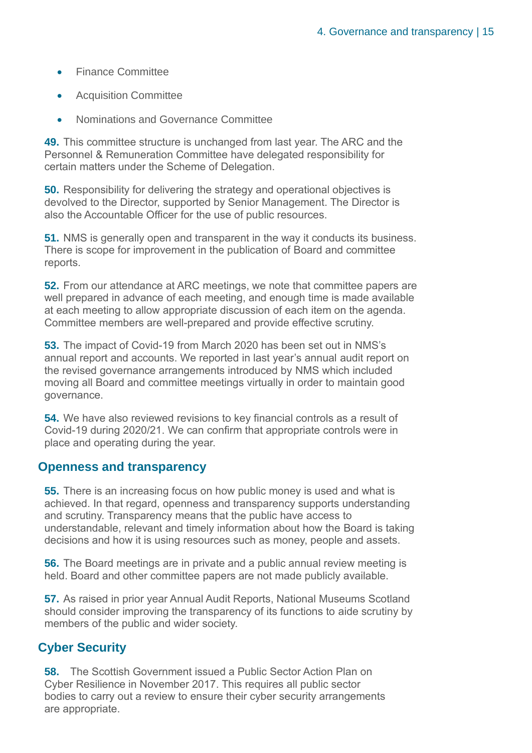- Finance Committee
- Acquisition Committee
- Nominations and Governance Committee

**49.** This committee structure is unchanged from last year. The ARC and the Personnel & Remuneration Committee have delegated responsibility for certain matters under the Scheme of Delegation.

**50.** Responsibility for delivering the strategy and operational objectives is devolved to the Director, supported by Senior Management. The Director is also the Accountable Officer for the use of public resources.

**51.** NMS is generally open and transparent in the way it conducts its business. There is scope for improvement in the publication of Board and committee reports.

**52.** From our attendance at ARC meetings, we note that committee papers are well prepared in advance of each meeting, and enough time is made available at each meeting to allow appropriate discussion of each item on the agenda. Committee members are well-prepared and provide effective scrutiny.

**53.** The impact of Covid-19 from March 2020 has been set out in NMS's annual report and accounts. We reported in last year's annual audit report on the revised governance arrangements introduced by NMS which included moving all Board and committee meetings virtually in order to maintain good governance.

**54.** We have also reviewed revisions to key financial controls as a result of Covid-19 during 2020/21. We can confirm that appropriate controls were in place and operating during the year.

## Openness and transparency

**55.** There is an increasing focus on how public money is used and what is achieved. In that regard, openness and transparency supports understanding and scrutiny. Transparency means that the public have access to understandable, relevant and timely information about how the Board is taking decisions and how it is using resources such as money, people and assets.

**56.** The Board meetings are in private and a public annual review meeting is held. Board and other committee papers are not made publicly available.

**57.** As raised in prior year Annual Audit Reports, National Museums Scotland should consider improving the transparency of its functions to aide scrutiny by members of the public and wider society.

## Cyber Security

**58.** The Scottish Government issued a Public Sector Action Plan on Cyber Resilience in November 2017. This requires all public sector bodies to carry out a review to ensure their cyber security arrangements are appropriate.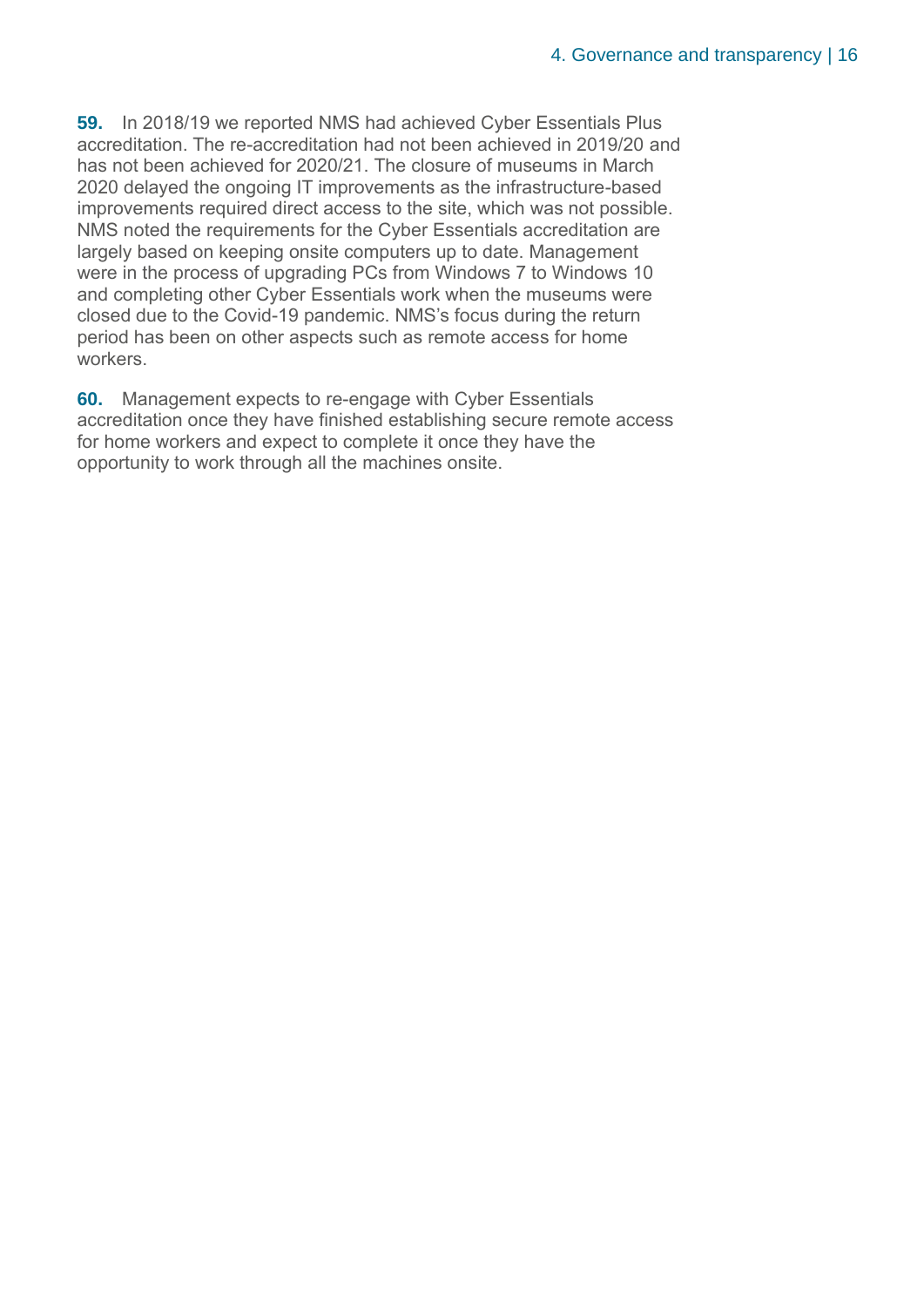**59.** In 2018/19 we reported NMS had achieved Cyber Essentials Plus accreditation. The re-accreditation had not been achieved in 2019/20 and has not been achieved for 2020/21. The closure of museums in March 2020 delayed the ongoing IT improvements as the infrastructure-based improvements required direct access to the site, which was not possible. NMS noted the requirements for the Cyber Essentials accreditation are largely based on keeping onsite computers up to date. Management were in the process of upgrading PCs from Windows 7 to Windows 10 and completing other Cyber Essentials work when the museums were closed due to the Covid-19 pandemic. NMS's focus during the return period has been on other aspects such as remote access for home workers.

**60.** Management expects to re-engage with Cyber Essentials accreditation once they have finished establishing secure remote access for home workers and expect to complete it once they have the opportunity to work through all the machines onsite.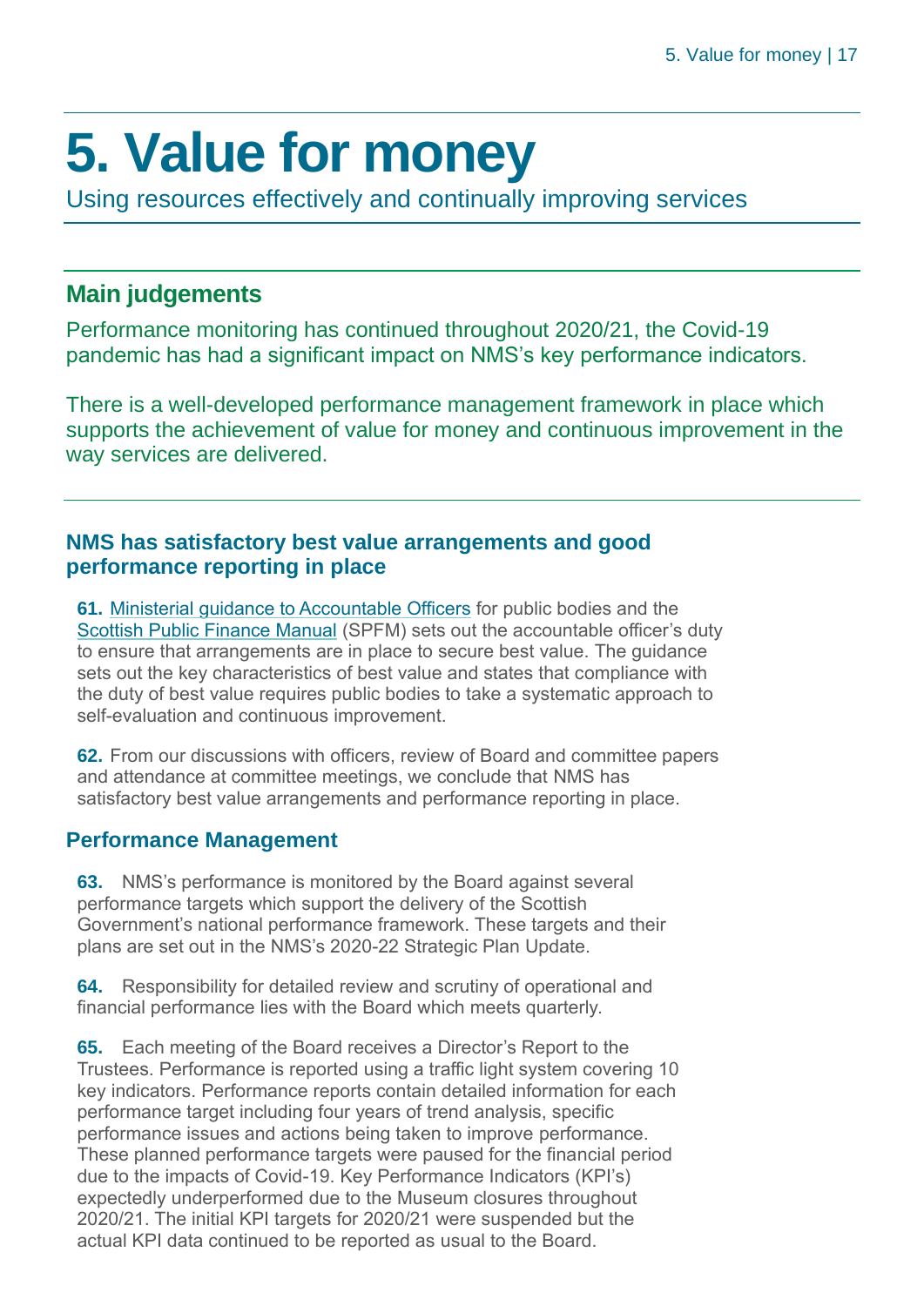# 5. Value for money

Using resources effectively and continually improving services

## Main judgements

Performance monitoring has continued throughout 2020/21, the Covid-19 pandemic has had a significant impact on NMS's key performance indicators.

There is a well-developed performance management framework in place which supports the achievement of value for money and continuous improvement in the way services are delivered.

### NMS has satisfactory best value arrangements and good performance reporting in place

**61.** Ministerial guidance to Accountable Officers for public bodies and the Scottish Public Finance Manual (SPFM) sets out the accountable officer's duty to ensure that arrangements are in place to secure best value. The guidance sets out the key characteristics of best value and states that compliance with the duty of best value requires public bodies to take a systematic approach to self-evaluation and continuous improvement.

**62.** From our discussions with officers, review of Board and committee papers and attendance at committee meetings, we conclude that NMS has satisfactory best value arrangements and performance reporting in place.

### Performance Management

**63.** NMS's performance is monitored by the Board against several performance targets which support the delivery of the Scottish Government's national performance framework. These targets and their plans are set out in the NMS's 2020-22 Strategic Plan Update.

**64.** Responsibility for detailed review and scrutiny of operational and financial performance lies with the Board which meets quarterly.

**65.** Each meeting of the Board receives a Director's Report to the Trustees. Performance is reported using a traffic light system covering 10 key indicators. Performance reports contain detailed information for each performance target including four years of trend analysis, specific performance issues and actions being taken to improve performance. These planned performance targets were paused for the financial period due to the impacts of Covid-19. Key Performance Indicators (KPI's) expectedly underperformed due to the Museum closures throughout 2020/21. The initial KPI targets for 2020/21 were suspended but the actual KPI data continued to be reported as usual to the Board.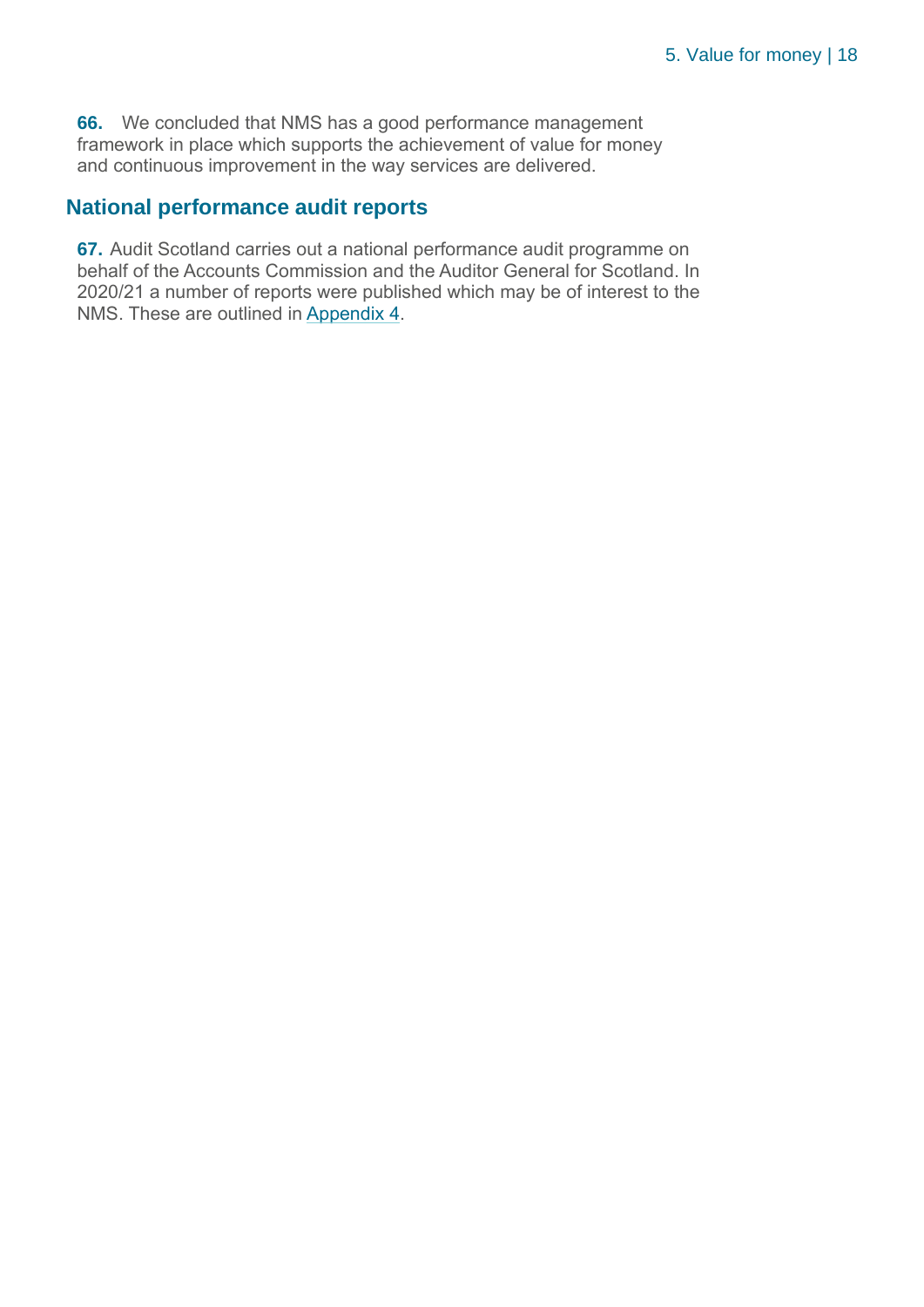**66.** We concluded that NMS has a good performance management framework in place which supports the achievement of value for money and continuous improvement in the way services are delivered.

## National performance audit reports

**67.** Audit Scotland carries out a national performance audit programme on behalf of the Accounts Commission and the Auditor General for Scotland. In 2020/21 a number of reports were published which may be of interest to the NMS. These are outlined in Appendix 4.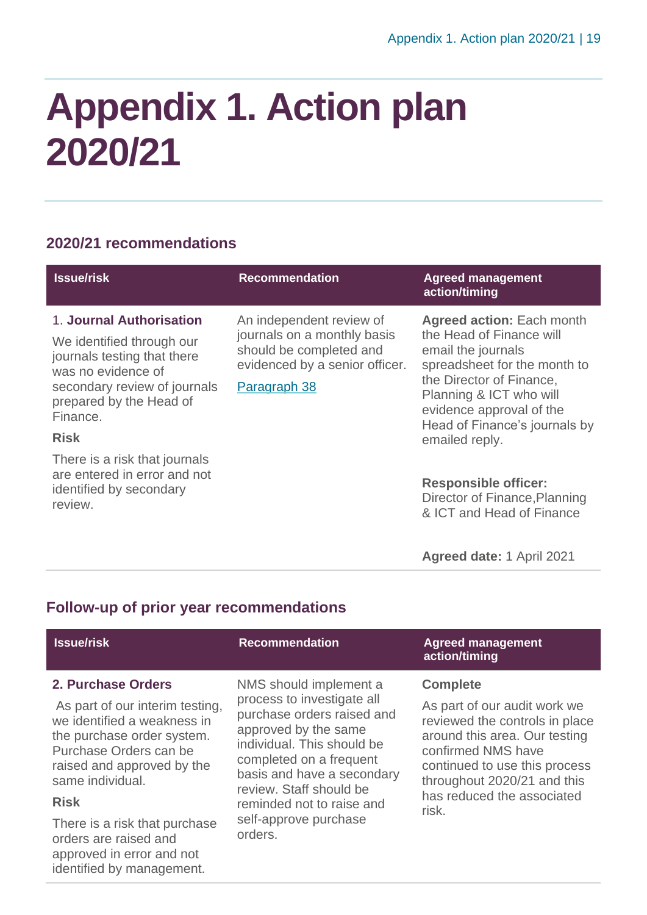# Appendix 1. Action plan 2020/21

## 2020/21 recommendations

| Issue/risk | Recommendation | Agreed management action/timing |
|---|---|---|
| 1. **Journal Authorisation**<br><br>We identified through our journals testing that there was no evidence of secondary review of journals prepared by the Head of Finance.<br><br>**Risk**<br><br>There is a risk that journals are entered in error and not identified by secondary review. | An independent review of journals on a monthly basis should be completed and evidenced by a senior officer.<br><br>Paragraph 38 | **Agreed action:** Each month the Head of Finance will email the journals spreadsheet for the month to the Director of Finance, Planning & ICT who will evidence approval of the Head of Finance's journals by emailed reply.<br><br>**Responsible officer:** Director of Finance,Planning & ICT and Head of Finance<br><br>**Agreed date:** 1 April 2021 |

## Follow-up of prior year recommendations

| Issue/risk | Recommendation | Agreed management action/timing |
|---|---|---|
| **2. Purchase Orders**<br><br>As part of our interim testing, we identified a weakness in the purchase order system. Purchase Orders can be raised and approved by the same individual.<br><br>**Risk**<br><br>There is a risk that purchase orders are raised and approved in error and not identified by management. | NMS should implement a process to investigate all purchase orders raised and approved by the same individual. This should be completed on a frequent basis and have a secondary review. Staff should be reminded not to raise and self-approve purchase orders. | **Complete**<br><br>As part of our audit work we reviewed the controls in place around this area. Our testing confirmed NMS have continued to use this process throughout 2020/21 and this has reduced the associated risk. |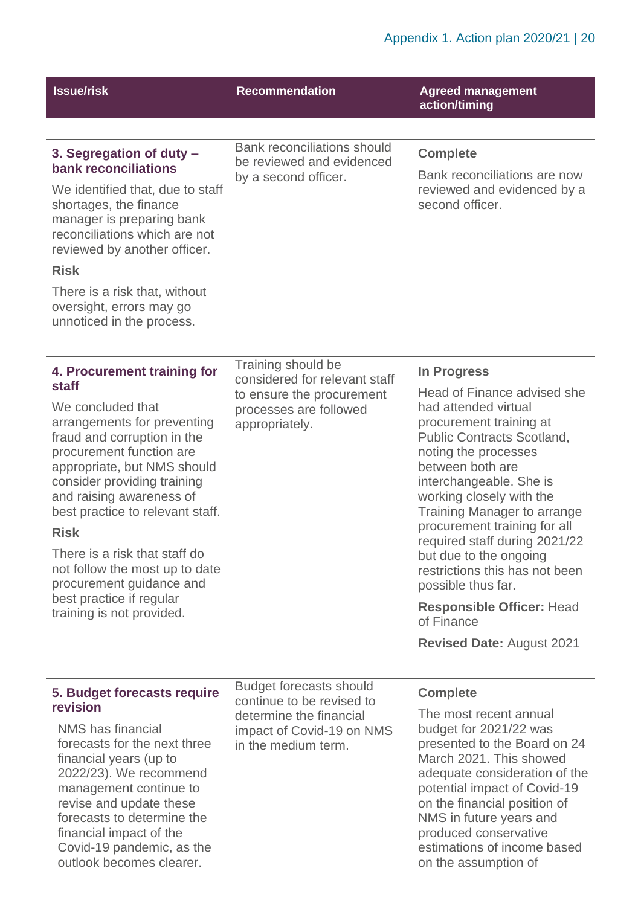| Issue/risk | Recommendation | Agreed management action/timing |
|---|---|---|
| **3. Segregation of duty – bank reconciliations**<br><br>We identified that, due to staff shortages, the finance manager is preparing bank reconciliations which are not reviewed by another officer.<br><br>**Risk**<br><br>There is a risk that, without oversight, errors may go unnoticed in the process. | Bank reconciliations should be reviewed and evidenced by a second officer. | **Complete**<br><br>Bank reconciliations are now reviewed and evidenced by a second officer. |
| **4. Procurement training for staff**<br><br>We concluded that arrangements for preventing fraud and corruption in the procurement function are appropriate, but NMS should consider providing training and raising awareness of best practice to relevant staff.<br><br>**Risk**<br><br>There is a risk that staff do not follow the most up to date procurement guidance and best practice if regular training is not provided. | Training should be considered for relevant staff to ensure the procurement processes are followed appropriately. | **In Progress**<br><br>Head of Finance advised she had attended virtual procurement training at Public Contracts Scotland, noting the processes between both are interchangeable. She is working closely with the Training Manager to arrange procurement training for all required staff during 2021/22 but due to the ongoing restrictions this has not been possible thus far.<br><br>**Responsible Officer:** Head of Finance<br><br>**Revised Date:** August 2021 |
| **5. Budget forecasts require revision**<br><br>NMS has financial forecasts for the next three financial years (up to 2022/23). We recommend management continue to revise and update these forecasts to determine the financial impact of the Covid-19 pandemic, as the outlook becomes clearer. | Budget forecasts should continue to be revised to determine the financial impact of Covid-19 on NMS in the medium term. | **Complete**<br><br>The most recent annual budget for 2021/22 was presented to the Board on 24 March 2021. This showed adequate consideration of the potential impact of Covid-19 on the financial position of NMS in future years and produced conservative estimations of income based on the assumption of |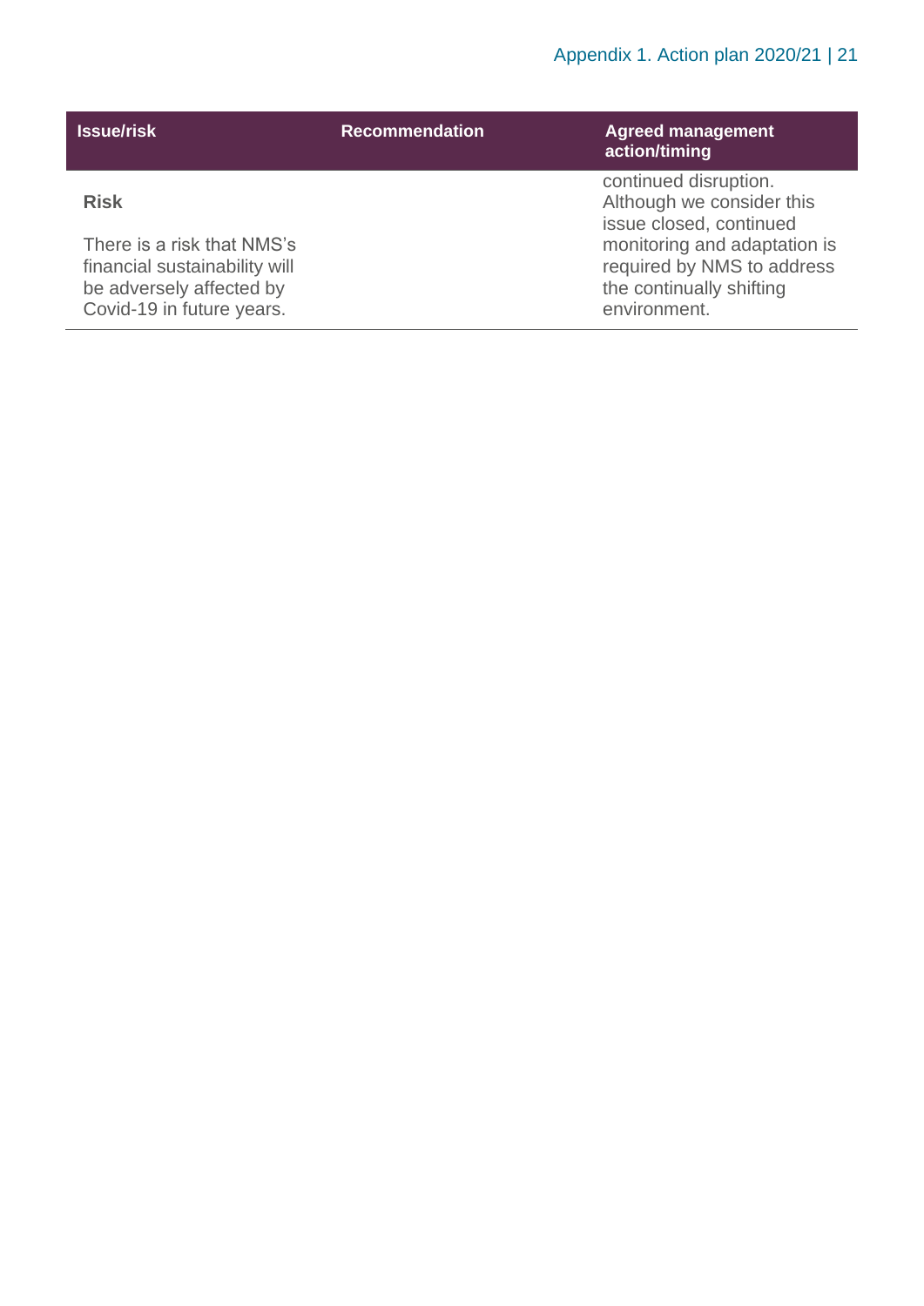| Issue/risk | Recommendation | Agreed management action/timing |
|---|---|---|
| **Risk**<br><br>There is a risk that NMS's financial sustainability will be adversely affected by Covid-19 in future years. | | continued disruption. Although we consider this issue closed, continued monitoring and adaptation is required by NMS to address the continually shifting environment. |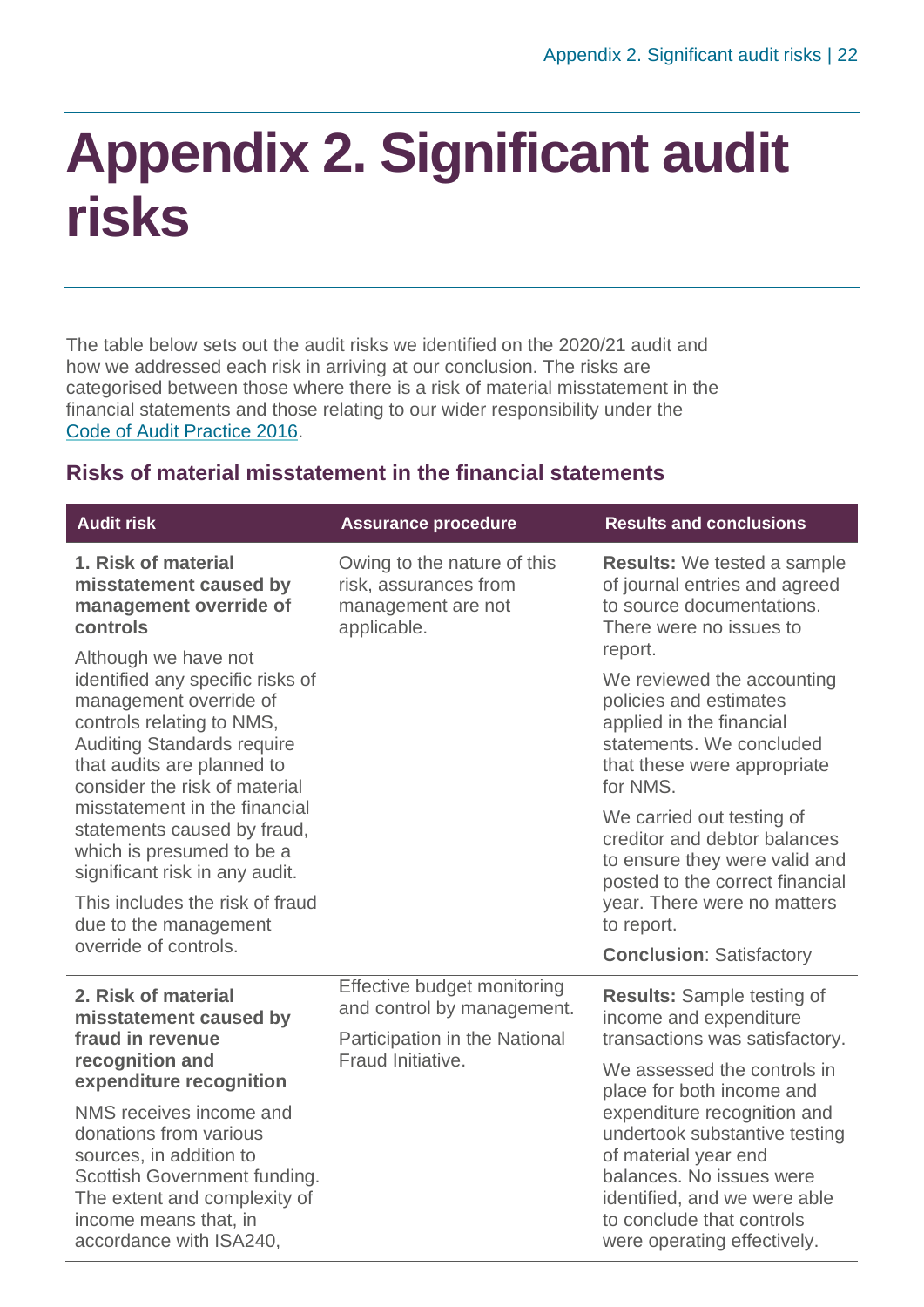# Appendix 2. Significant audit risks

The table below sets out the audit risks we identified on the 2020/21 audit and how we addressed each risk in arriving at our conclusion. The risks are categorised between those where there is a risk of material misstatement in the financial statements and those relating to our wider responsibility under the Code of Audit Practice 2016.

## Risks of material misstatement in the financial statements

| Audit risk | Assurance procedure | Results and conclusions |
|---|---|---|
| **1. Risk of material misstatement caused by management override of controls**<br><br>Although we have not identified any specific risks of management override of controls relating to NMS, Auditing Standards require that audits are planned to consider the risk of material misstatement in the financial statements caused by fraud, which is presumed to be a significant risk in any audit.<br><br>This includes the risk of fraud due to the management override of controls. | Owing to the nature of this risk, assurances from management are not applicable. | **Results:** We tested a sample of journal entries and agreed to source documentations. There were no issues to report.<br><br>We reviewed the accounting policies and estimates applied in the financial statements. We concluded that these were appropriate for NMS.<br><br>We carried out testing of creditor and debtor balances to ensure they were valid and posted to the correct financial year. There were no matters to report.<br><br>**Conclusion**: Satisfactory |
| **2. Risk of material misstatement caused by fraud in revenue recognition and expenditure recognition**<br><br>NMS receives income and donations from various sources, in addition to Scottish Government funding. The extent and complexity of income means that, in accordance with ISA240, | Effective budget monitoring and control by management.<br><br>Participation in the National Fraud Initiative. | **Results:** Sample testing of income and expenditure transactions was satisfactory.<br><br>We assessed the controls in place for both income and expenditure recognition and undertook substantive testing of material year end balances. No issues were identified, and we were able to conclude that controls were operating effectively. |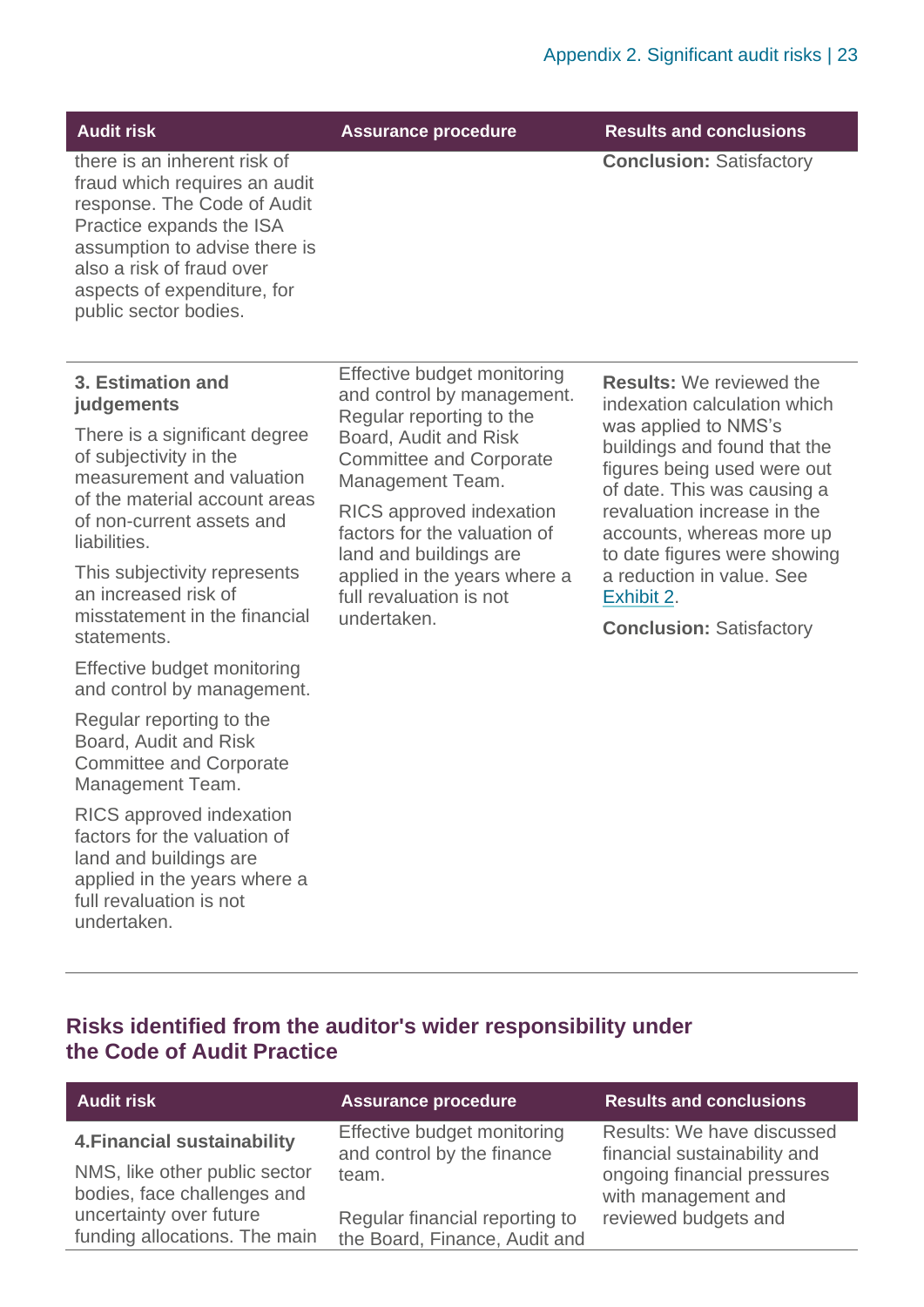| Audit risk | Assurance procedure | Results and conclusions |
| --- | --- | --- |
| there is an inherent risk of fraud which requires an audit response. The Code of Audit Practice expands the ISA assumption to advise there is also a risk of fraud over aspects of expenditure, for public sector bodies. | | **Conclusion:** Satisfactory |
| **3. Estimation and judgements**<br><br>There is a significant degree of subjectivity in the measurement and valuation of the material account areas of non-current assets and liabilities.<br><br>This subjectivity represents an increased risk of misstatement in the financial statements.<br><br>Effective budget monitoring and control by management.<br><br>Regular reporting to the Board, Audit and Risk Committee and Corporate Management Team.<br><br>RICS approved indexation factors for the valuation of land and buildings are applied in the years where a full revaluation is not undertaken. | Effective budget monitoring and control by management. Regular reporting to the Board, Audit and Risk Committee and Corporate Management Team.<br><br>RICS approved indexation factors for the valuation of land and buildings are applied in the years where a full revaluation is not undertaken. | **Results:** We reviewed the indexation calculation which was applied to NMS's buildings and found that the figures being used were out of date. This was causing a revaluation increase in the accounts, whereas more up to date figures were showing a reduction in value. See Exhibit 2.<br><br>**Conclusion:** Satisfactory |

## Risks identified from the auditor's wider responsibility under the Code of Audit Practice

| Audit risk | Assurance procedure | Results and conclusions |
| --- | --- | --- |
| **4.Financial sustainability**<br><br>NMS, like other public sector bodies, face challenges and uncertainty over future funding allocations. The main | Effective budget monitoring and control by the finance team.<br><br>Regular financial reporting to the Board, Finance, Audit and | Results: We have discussed financial sustainability and ongoing financial pressures with management and reviewed budgets and |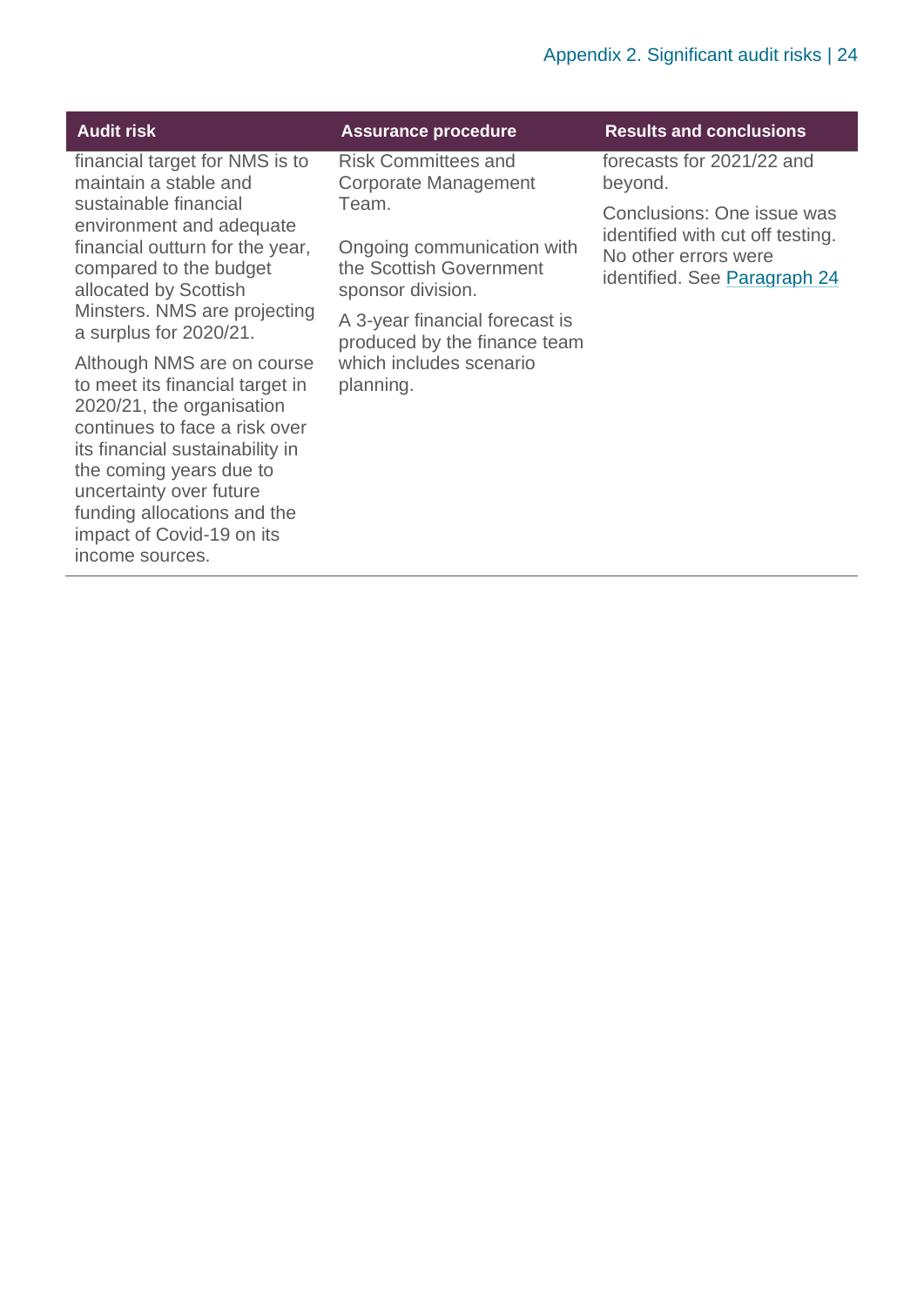| Audit risk | Assurance procedure | Results and conclusions |
|---|---|---|
| financial target for NMS is to maintain a stable and sustainable financial environment and adequate financial outturn for the year, compared to the budget allocated by Scottish Minsters. NMS are projecting a surplus for 2020/21.<br><br>Although NMS are on course to meet its financial target in 2020/21, the organisation continues to face a risk over its financial sustainability in the coming years due to uncertainty over future funding allocations and the impact of Covid-19 on its income sources. | Risk Committees and Corporate Management Team.<br><br>Ongoing communication with the Scottish Government sponsor division.<br><br>A 3-year financial forecast is produced by the finance team which includes scenario planning. | forecasts for 2021/22 and beyond.<br><br>Conclusions: One issue was identified with cut off testing. No other errors were identified. See Paragraph 24 |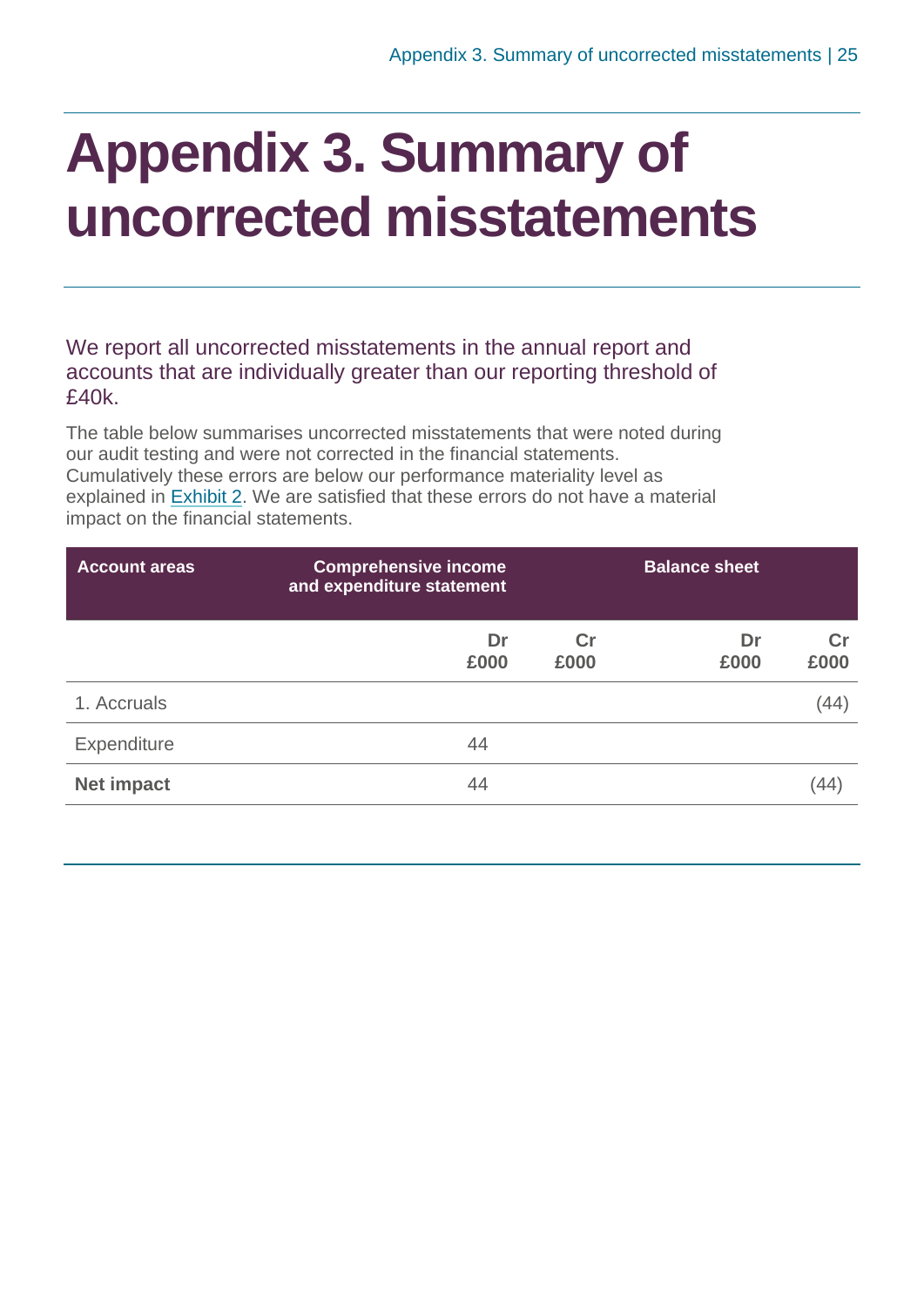# Appendix 3. Summary of uncorrected misstatements

We report all uncorrected misstatements in the annual report and accounts that are individually greater than our reporting threshold of £40k.

The table below summarises uncorrected misstatements that were noted during our audit testing and were not corrected in the financial statements. Cumulatively these errors are below our performance materiality level as explained in Exhibit 2. We are satisfied that these errors do not have a material impact on the financial statements.

| Account areas | Comprehensive income and expenditure statement | | Balance sheet | |
|---|---|---|---|---|
| | **Dr £000** | **Cr £000** | **Dr £000** | **Cr £000** |
| 1. Accruals | | | | (44) |
| Expenditure | 44 | | | |
| **Net impact** | 44 | | | (44) |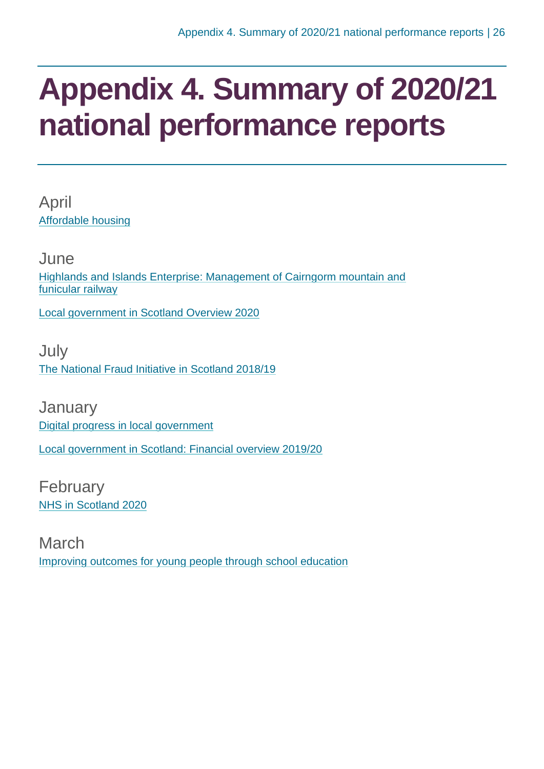# Appendix 4. Summary of 2020/21 national performance reports

## April

Affordable housing

## June

Highlands and Islands Enterprise: Management of Cairngorm mountain and funicular railway

Local government in Scotland Overview 2020

## July

The National Fraud Initiative in Scotland 2018/19

## January

Digital progress in local government

Local government in Scotland: Financial overview 2019/20

## February

NHS in Scotland 2020

## March

Improving outcomes for young people through school education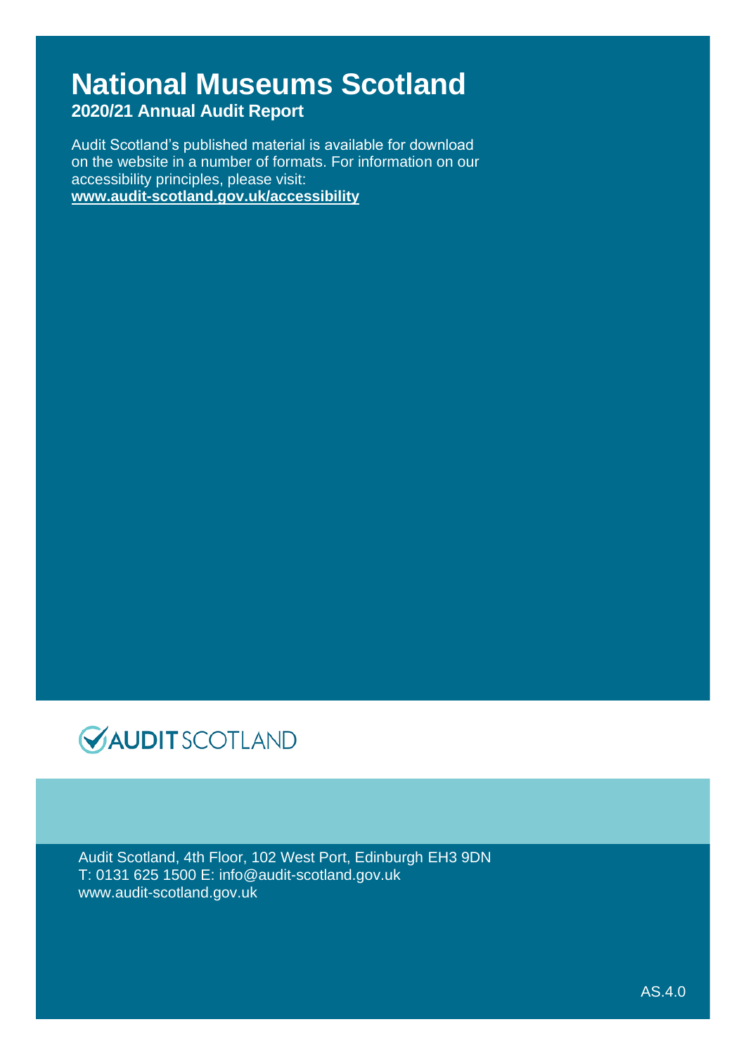# National Museums Scotland

**2020/21 Annual Audit Report**

Audit Scotland's published material is available for download on the website in a number of formats. For information on our accessibility principles, please visit:
**www.audit-scotland.gov.uk/accessibility**

AUDIT SCOTLAND

Audit Scotland, 4th Floor, 102 West Port, Edinburgh EH3 9DN
T: 0131 625 1500 E: info@audit-scotland.gov.uk
www.audit-scotland.gov.uk

AS.4.0